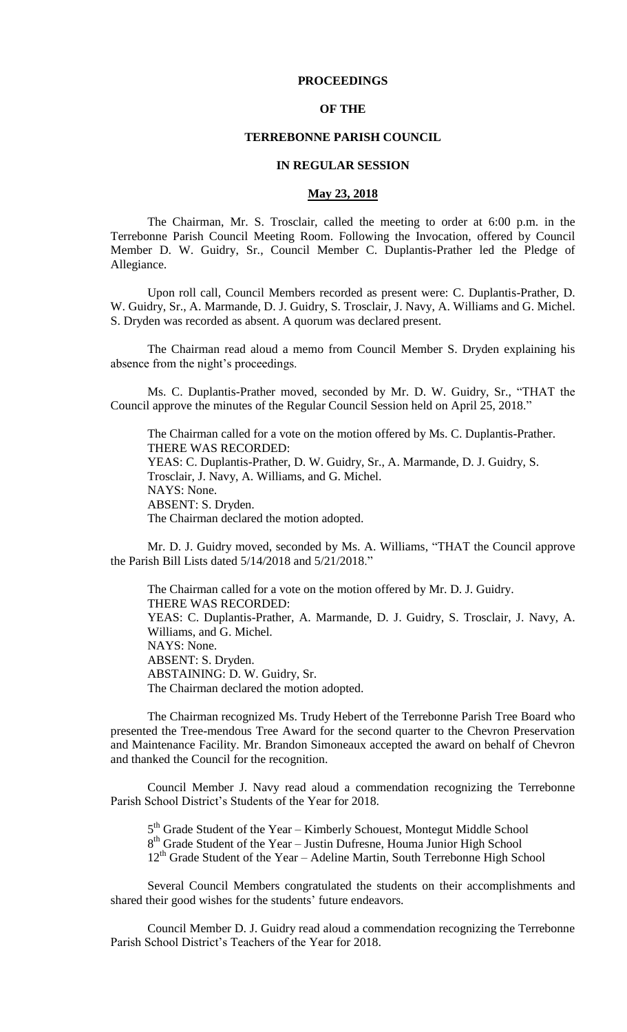# PROCEEDINGS

# OF THE

# TERREBONNE PARISH COUNCIL

# IN REGULAR SESSION

## May 23, 2018

The Chairman, Mr. S. Trosclair, called the meeting to order at 6:00 p.m. in the Terrebonne Parish Council Meeting Room. Following the Invocation, offered by Council Member D. W. Guidry, Sr., Council Member C. Duplantis-Prather led the Pledge of Allegiance.

Upon roll call, Council Members recorded as present were: C. Duplantis-Prather, D. W. Guidry, Sr., A. Marmande, D. J. Guidry, S. Trosclair, J. Navy, A. Williams and G. Michel. S. Dryden was recorded as absent. A quorum was declared present.

The Chairman read aloud a memo from Council Member S. Dryden explaining his absence from the night's proceedings.

Ms. C. Duplantis-Prather moved, seconded by Mr. D. W. Guidry, Sr., "THAT the Council approve the minutes of the Regular Council Session held on April 25, 2018."

The Chairman called for a vote on the motion offered by Ms. C. Duplantis-Prather.
THERE WAS RECORDED:
YEAS: C. Duplantis-Prather, D. W. Guidry, Sr., A. Marmande, D. J. Guidry, S. Trosclair, J. Navy, A. Williams, and G. Michel.
NAYS: None.
ABSENT: S. Dryden.
The Chairman declared the motion adopted.

Mr. D. J. Guidry moved, seconded by Ms. A. Williams, "THAT the Council approve the Parish Bill Lists dated 5/14/2018 and 5/21/2018."

The Chairman called for a vote on the motion offered by Mr. D. J. Guidry.
THERE WAS RECORDED:
YEAS: C. Duplantis-Prather, A. Marmande, D. J. Guidry, S. Trosclair, J. Navy, A. Williams, and G. Michel.
NAYS: None.
ABSENT: S. Dryden.
ABSTAINING: D. W. Guidry, Sr.
The Chairman declared the motion adopted.

The Chairman recognized Ms. Trudy Hebert of the Terrebonne Parish Tree Board who presented the Tree-mendous Tree Award for the second quarter to the Chevron Preservation and Maintenance Facility. Mr. Brandon Simoneaux accepted the award on behalf of Chevron and thanked the Council for the recognition.

Council Member J. Navy read aloud a commendation recognizing the Terrebonne Parish School District's Students of the Year for 2018.

5th Grade Student of the Year – Kimberly Schouest, Montegut Middle School
8th Grade Student of the Year – Justin Dufresne, Houma Junior High School
12th Grade Student of the Year – Adeline Martin, South Terrebonne High School

Several Council Members congratulated the students on their accomplishments and shared their good wishes for the students' future endeavors.

Council Member D. J. Guidry read aloud a commendation recognizing the Terrebonne Parish School District's Teachers of the Year for 2018.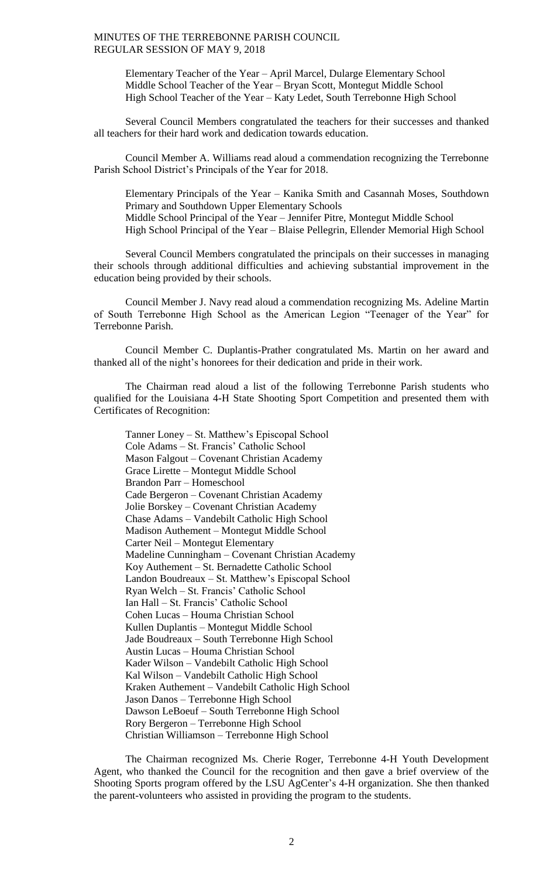Elementary Teacher of the Year – April Marcel, Dularge Elementary School
Middle School Teacher of the Year – Bryan Scott, Montegut Middle School
High School Teacher of the Year – Katy Ledet, South Terrebonne High School

Several Council Members congratulated the teachers for their successes and thanked all teachers for their hard work and dedication towards education.

Council Member A. Williams read aloud a commendation recognizing the Terrebonne Parish School District's Principals of the Year for 2018.

Elementary Principals of the Year – Kanika Smith and Casannah Moses, Southdown Primary and Southdown Upper Elementary Schools
Middle School Principal of the Year – Jennifer Pitre, Montegut Middle School
High School Principal of the Year – Blaise Pellegrin, Ellender Memorial High School

Several Council Members congratulated the principals on their successes in managing their schools through additional difficulties and achieving substantial improvement in the education being provided by their schools.

Council Member J. Navy read aloud a commendation recognizing Ms. Adeline Martin of South Terrebonne High School as the American Legion "Teenager of the Year" for Terrebonne Parish.

Council Member C. Duplantis-Prather congratulated Ms. Martin on her award and thanked all of the night's honorees for their dedication and pride in their work.

The Chairman read aloud a list of the following Terrebonne Parish students who qualified for the Louisiana 4-H State Shooting Sport Competition and presented them with Certificates of Recognition:

Tanner Loney – St. Matthew's Episcopal School
Cole Adams – St. Francis' Catholic School
Mason Falgout – Covenant Christian Academy
Grace Lirette – Montegut Middle School
Brandon Parr – Homeschool
Cade Bergeron – Covenant Christian Academy
Jolie Borskey – Covenant Christian Academy
Chase Adams – Vandebilt Catholic High School
Madison Authement – Montegut Middle School
Carter Neil – Montegut Elementary
Madeline Cunningham – Covenant Christian Academy
Koy Authement – St. Bernadette Catholic School
Landon Boudreaux – St. Matthew's Episcopal School
Ryan Welch – St. Francis' Catholic School
Ian Hall – St. Francis' Catholic School
Cohen Lucas – Houma Christian School
Kullen Duplantis – Montegut Middle School
Jade Boudreaux – South Terrebonne High School
Austin Lucas – Houma Christian School
Kader Wilson – Vandebilt Catholic High School
Kal Wilson – Vandebilt Catholic High School
Kraken Authement – Vandebilt Catholic High School
Jason Danos – Terrebonne High School
Dawson LeBoeuf – South Terrebonne High School
Rory Bergeron – Terrebonne High School
Christian Williamson – Terrebonne High School

The Chairman recognized Ms. Cherie Roger, Terrebonne 4-H Youth Development Agent, who thanked the Council for the recognition and then gave a brief overview of the Shooting Sports program offered by the LSU AgCenter's 4-H organization. She then thanked the parent-volunteers who assisted in providing the program to the students.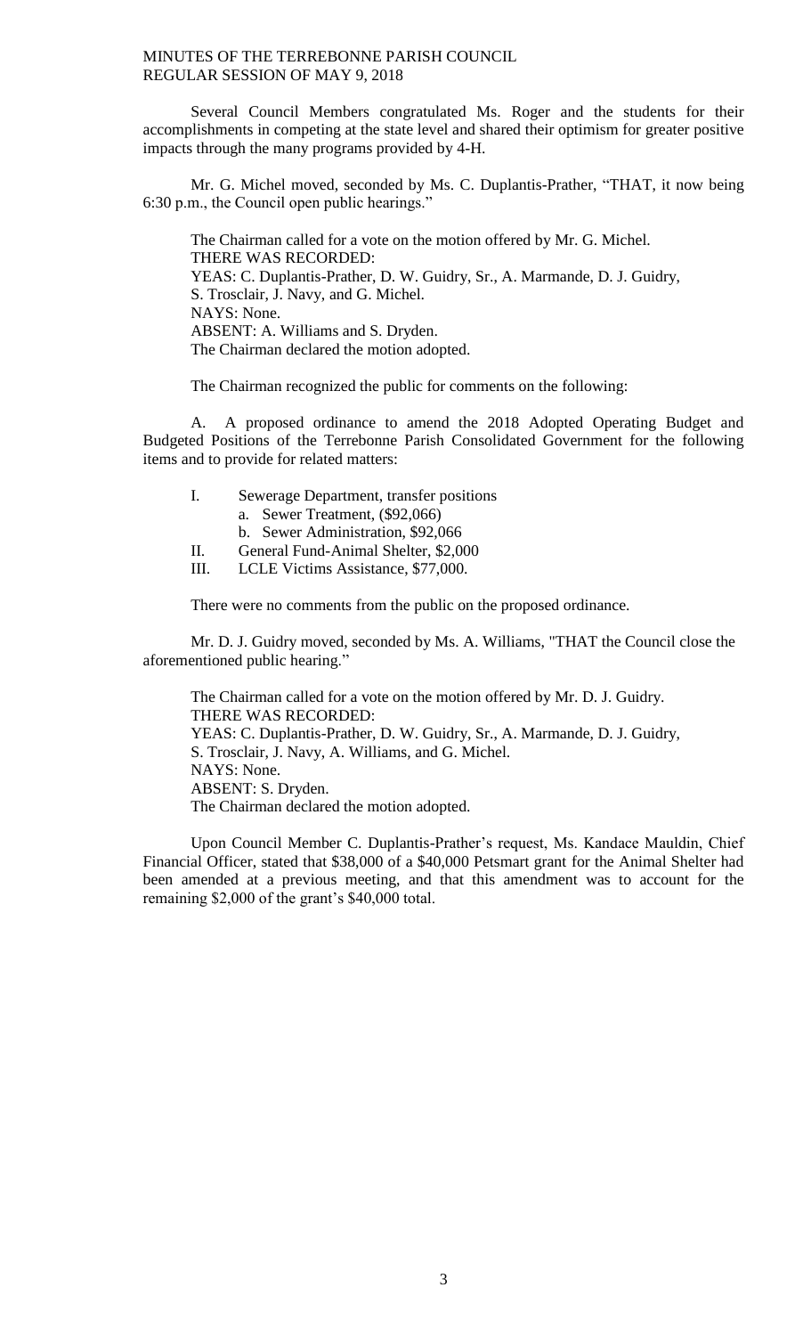Several Council Members congratulated Ms. Roger and the students for their accomplishments in competing at the state level and shared their optimism for greater positive impacts through the many programs provided by 4-H.

Mr. G. Michel moved, seconded by Ms. C. Duplantis-Prather, "THAT, it now being 6:30 p.m., the Council open public hearings."

The Chairman called for a vote on the motion offered by Mr. G. Michel.
THERE WAS RECORDED:
YEAS: C. Duplantis-Prather, D. W. Guidry, Sr., A. Marmande, D. J. Guidry, S. Trosclair, J. Navy, and G. Michel.
NAYS: None.
ABSENT: A. Williams and S. Dryden.
The Chairman declared the motion adopted.

The Chairman recognized the public for comments on the following:

A. A proposed ordinance to amend the 2018 Adopted Operating Budget and Budgeted Positions of the Terrebonne Parish Consolidated Government for the following items and to provide for related matters:

I. Sewerage Department, transfer positions
   a. Sewer Treatment, ($92,066)
   b. Sewer Administration, $92,066
II. General Fund-Animal Shelter, $2,000
III. LCLE Victims Assistance, $77,000.

There were no comments from the public on the proposed ordinance.

Mr. D. J. Guidry moved, seconded by Ms. A. Williams, "THAT the Council close the aforementioned public hearing."

The Chairman called for a vote on the motion offered by Mr. D. J. Guidry.
THERE WAS RECORDED:
YEAS: C. Duplantis-Prather, D. W. Guidry, Sr., A. Marmande, D. J. Guidry, S. Trosclair, J. Navy, A. Williams, and G. Michel.
NAYS: None.
ABSENT: S. Dryden.
The Chairman declared the motion adopted.

Upon Council Member C. Duplantis-Prather's request, Ms. Kandace Mauldin, Chief Financial Officer, stated that $38,000 of a $40,000 Petsmart grant for the Animal Shelter had been amended at a previous meeting, and that this amendment was to account for the remaining $2,000 of the grant's $40,000 total.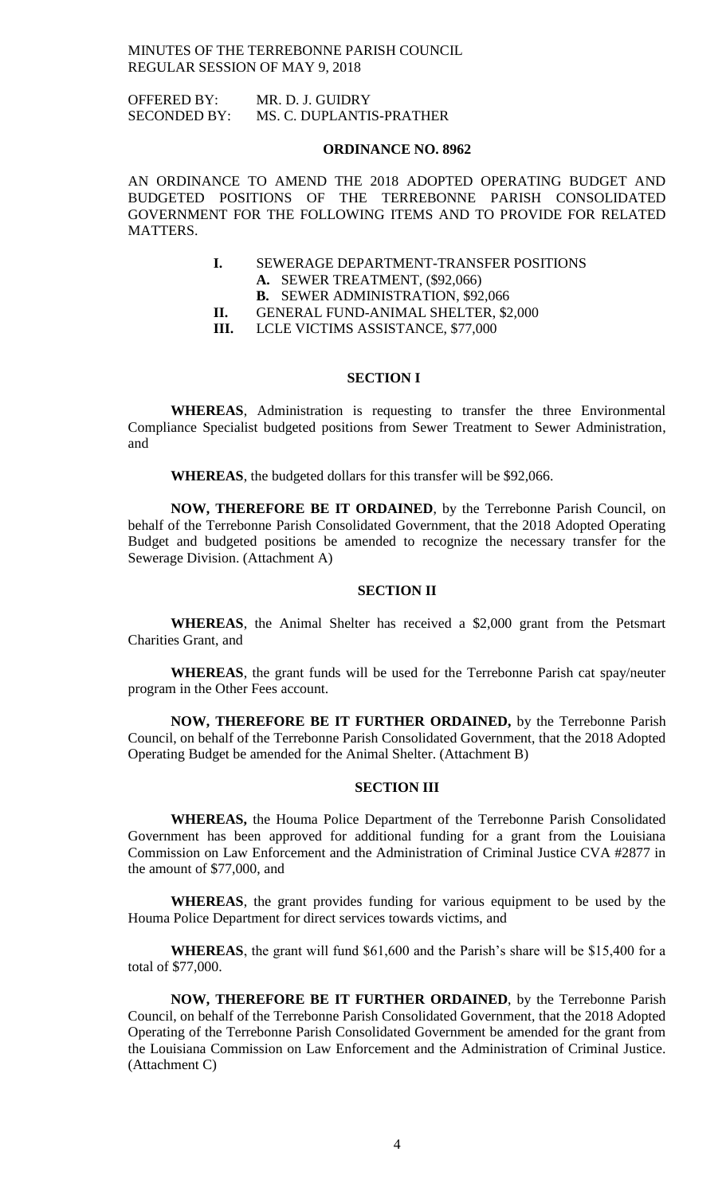OFFERED BY: MR. D. J. GUIDRY
SECONDED BY: MS. C. DUPLANTIS-PRATHER

**ORDINANCE NO. 8962**

AN ORDINANCE TO AMEND THE 2018 ADOPTED OPERATING BUDGET AND BUDGETED POSITIONS OF THE TERREBONNE PARISH CONSOLIDATED GOVERNMENT FOR THE FOLLOWING ITEMS AND TO PROVIDE FOR RELATED MATTERS.

- **I.** SEWERAGE DEPARTMENT-TRANSFER POSITIONS
  - **A.** SEWER TREATMENT, ($92,066)
  - **B.** SEWER ADMINISTRATION, $92,066
- **II.** GENERAL FUND-ANIMAL SHELTER, $2,000
- **III.** LCLE VICTIMS ASSISTANCE, $77,000

**SECTION I**

**WHEREAS**, Administration is requesting to transfer the three Environmental Compliance Specialist budgeted positions from Sewer Treatment to Sewer Administration, and

**WHEREAS**, the budgeted dollars for this transfer will be $92,066.

**NOW, THEREFORE BE IT ORDAINED**, by the Terrebonne Parish Council, on behalf of the Terrebonne Parish Consolidated Government, that the 2018 Adopted Operating Budget and budgeted positions be amended to recognize the necessary transfer for the Sewerage Division. (Attachment A)

**SECTION II**

**WHEREAS**, the Animal Shelter has received a $2,000 grant from the Petsmart Charities Grant, and

**WHEREAS**, the grant funds will be used for the Terrebonne Parish cat spay/neuter program in the Other Fees account.

**NOW, THEREFORE BE IT FURTHER ORDAINED,** by the Terrebonne Parish Council, on behalf of the Terrebonne Parish Consolidated Government, that the 2018 Adopted Operating Budget be amended for the Animal Shelter. (Attachment B)

**SECTION III**

**WHEREAS,** the Houma Police Department of the Terrebonne Parish Consolidated Government has been approved for additional funding for a grant from the Louisiana Commission on Law Enforcement and the Administration of Criminal Justice CVA #2877 in the amount of $77,000, and

**WHEREAS**, the grant provides funding for various equipment to be used by the Houma Police Department for direct services towards victims, and

**WHEREAS**, the grant will fund $61,600 and the Parish's share will be $15,400 for a total of $77,000.

**NOW, THEREFORE BE IT FURTHER ORDAINED**, by the Terrebonne Parish Council, on behalf of the Terrebonne Parish Consolidated Government, that the 2018 Adopted Operating of the Terrebonne Parish Consolidated Government be amended for the grant from the Louisiana Commission on Law Enforcement and the Administration of Criminal Justice. (Attachment C)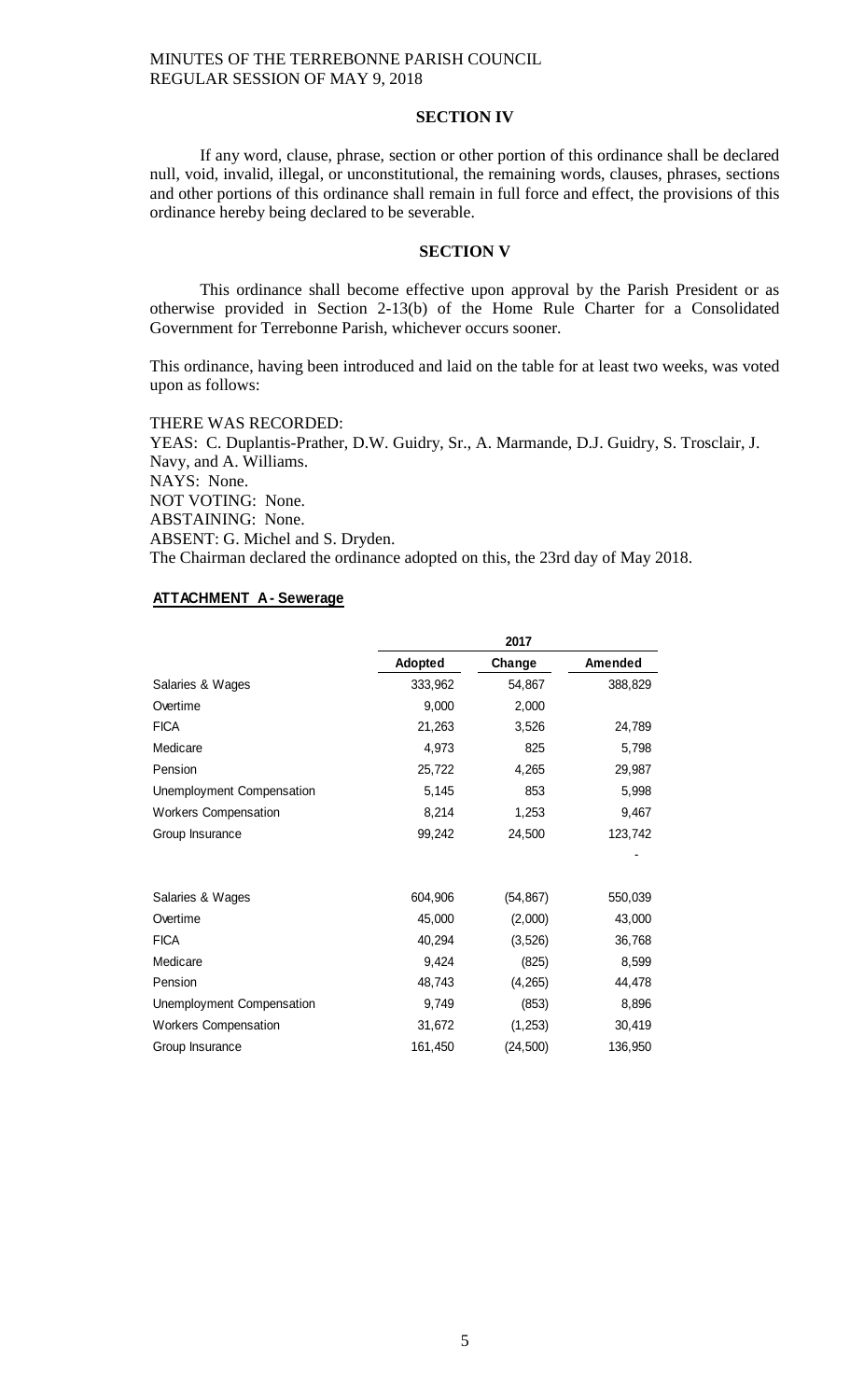## SECTION IV

If any word, clause, phrase, section or other portion of this ordinance shall be declared null, void, invalid, illegal, or unconstitutional, the remaining words, clauses, phrases, sections and other portions of this ordinance shall remain in full force and effect, the provisions of this ordinance hereby being declared to be severable.

## SECTION V

This ordinance shall become effective upon approval by the Parish President or as otherwise provided in Section 2-13(b) of the Home Rule Charter for a Consolidated Government for Terrebonne Parish, whichever occurs sooner.

This ordinance, having been introduced and laid on the table for at least two weeks, was voted upon as follows:

THERE WAS RECORDED:
YEAS: C. Duplantis-Prather, D.W. Guidry, Sr., A. Marmande, D.J. Guidry, S. Trosclair, J. Navy, and A. Williams.
NAYS: None.
NOT VOTING: None.
ABSTAINING: None.
ABSENT: G. Michel and S. Dryden.
The Chairman declared the ordinance adopted on this, the 23rd day of May 2018.

**ATTACHMENT A - Sewerage**

| | 2017 | | |
|---|---|---|---|
| | **Adopted** | **Change** | **Amended** |
| Salaries & Wages | 333,962 | 54,867 | 388,829 |
| Overtime | 9,000 | 2,000 | |
| FICA | 21,263 | 3,526 | 24,789 |
| Medicare | 4,973 | 825 | 5,798 |
| Pension | 25,722 | 4,265 | 29,987 |
| Unemployment Compensation | 5,145 | 853 | 5,998 |
| Workers Compensation | 8,214 | 1,253 | 9,467 |
| Group Insurance | 99,242 | 24,500 | 123,742 |
| | | | - |
| Salaries & Wages | 604,906 | (54,867) | 550,039 |
| Overtime | 45,000 | (2,000) | 43,000 |
| FICA | 40,294 | (3,526) | 36,768 |
| Medicare | 9,424 | (825) | 8,599 |
| Pension | 48,743 | (4,265) | 44,478 |
| Unemployment Compensation | 9,749 | (853) | 8,896 |
| Workers Compensation | 31,672 | (1,253) | 30,419 |
| Group Insurance | 161,450 | (24,500) | 136,950 |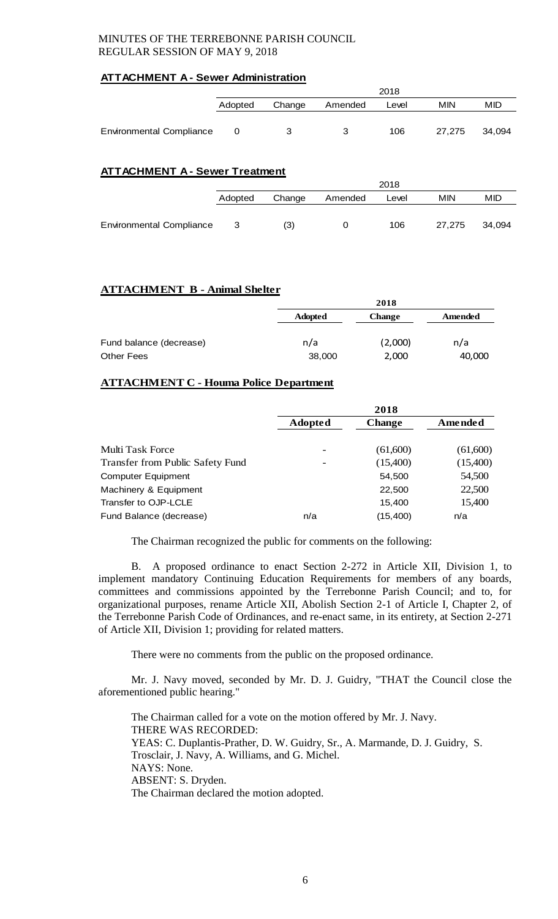**ATTACHMENT A - Sewer Administration**

| | 2018 | | | | | |
|---|---|---|---|---|---|---|
| | Adopted | Change | Amended | Level | MIN | MID |
| Environmental Compliance | 0 | 3 | 3 | 106 | 27,275 | 34,094 |

**ATTACHMENT A - Sewer Treatment**

| | 2018 | | | | | |
|---|---|---|---|---|---|---|
| | Adopted | Change | Amended | Level | MIN | MID |
| Environmental Compliance | 3 | (3) | 0 | 106 | 27,275 | 34,094 |

**ATTACHMENT B - Animal Shelter**

| | 2018 | | |
|---|---|---|---|
| | **Adopted** | **Change** | **Amended** |
| Fund balance (decrease) | n/a | (2,000) | n/a |
| Other Fees | 38,000 | 2,000 | 40,000 |

**ATTACHMENT C - Houma Police Department**

| | 2018 | | |
|---|---|---|---|
| | **Adopted** | **Change** | **Amended** |
| Multi Task Force | - | (61,600) | (61,600) |
| Transfer from Public Safety Fund | - | (15,400) | (15,400) |
| Computer Equipment | | 54,500 | 54,500 |
| Machinery & Equipment | | 22,500 | 22,500 |
| Transfer to OJP-LCLE | | 15,400 | 15,400 |
| Fund Balance (decrease) | n/a | (15,400) | n/a |

The Chairman recognized the public for comments on the following:

B. A proposed ordinance to enact Section 2-272 in Article XII, Division 1, to implement mandatory Continuing Education Requirements for members of any boards, committees and commissions appointed by the Terrebonne Parish Council; and to, for organizational purposes, rename Article XII, Abolish Section 2-1 of Article I, Chapter 2, of the Terrebonne Parish Code of Ordinances, and re-enact same, in its entirety, at Section 2-271 of Article XII, Division 1; providing for related matters.

There were no comments from the public on the proposed ordinance.

Mr. J. Navy moved, seconded by Mr. D. J. Guidry, "THAT the Council close the aforementioned public hearing."

The Chairman called for a vote on the motion offered by Mr. J. Navy.
THERE WAS RECORDED:
YEAS: C. Duplantis-Prather, D. W. Guidry, Sr., A. Marmande, D. J. Guidry, S. Trosclair, J. Navy, A. Williams, and G. Michel.
NAYS: None.
ABSENT: S. Dryden.
The Chairman declared the motion adopted.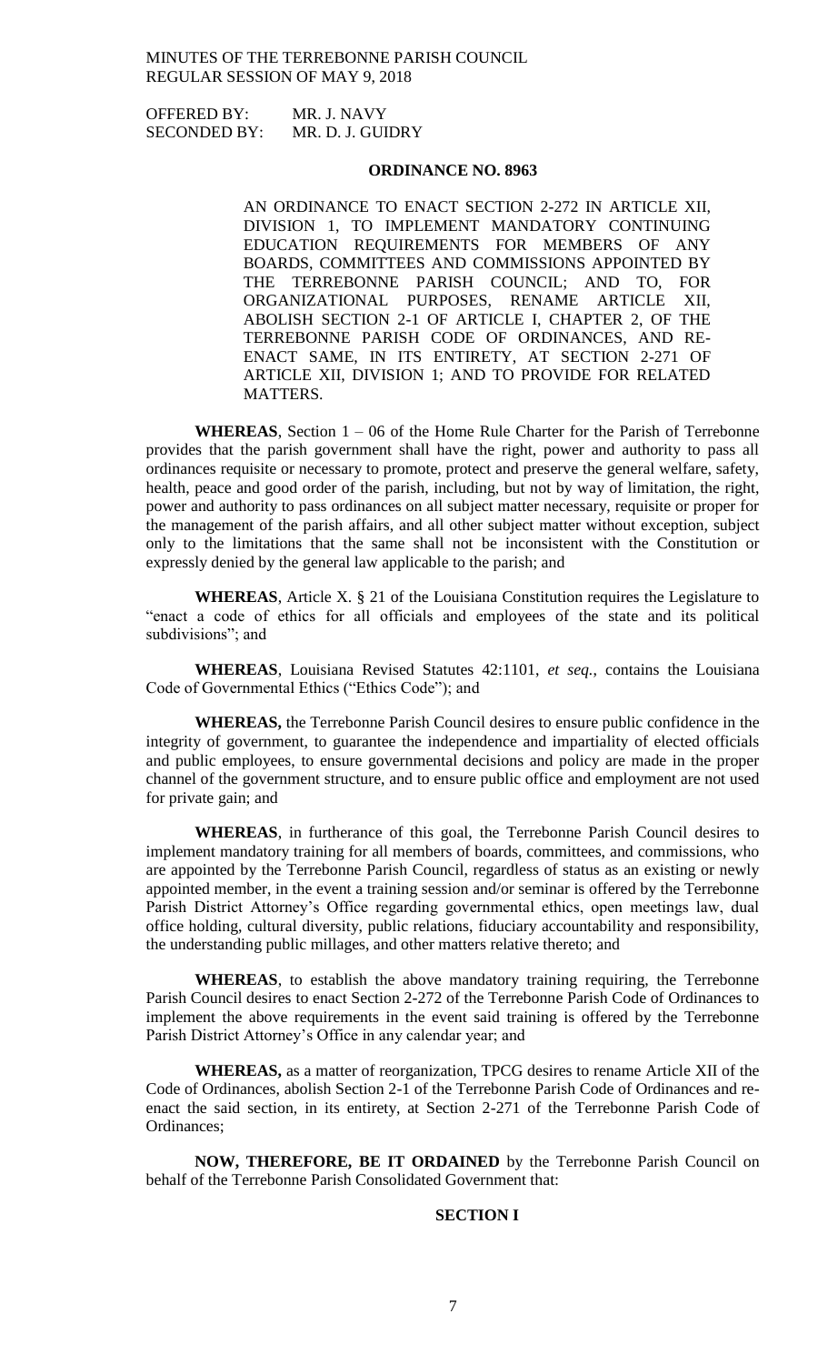OFFERED BY: MR. J. NAVY
SECONDED BY: MR. D. J. GUIDRY

**ORDINANCE NO. 8963**

AN ORDINANCE TO ENACT SECTION 2-272 IN ARTICLE XII, DIVISION 1, TO IMPLEMENT MANDATORY CONTINUING EDUCATION REQUIREMENTS FOR MEMBERS OF ANY BOARDS, COMMITTEES AND COMMISSIONS APPOINTED BY THE TERREBONNE PARISH COUNCIL; AND TO, FOR ORGANIZATIONAL PURPOSES, RENAME ARTICLE XII, ABOLISH SECTION 2-1 OF ARTICLE I, CHAPTER 2, OF THE TERREBONNE PARISH CODE OF ORDINANCES, AND RE-ENACT SAME, IN ITS ENTIRETY, AT SECTION 2-271 OF ARTICLE XII, DIVISION 1; AND TO PROVIDE FOR RELATED MATTERS.

**WHEREAS**, Section 1 – 06 of the Home Rule Charter for the Parish of Terrebonne provides that the parish government shall have the right, power and authority to pass all ordinances requisite or necessary to promote, protect and preserve the general welfare, safety, health, peace and good order of the parish, including, but not by way of limitation, the right, power and authority to pass ordinances on all subject matter necessary, requisite or proper for the management of the parish affairs, and all other subject matter without exception, subject only to the limitations that the same shall not be inconsistent with the Constitution or expressly denied by the general law applicable to the parish; and

**WHEREAS**, Article X. § 21 of the Louisiana Constitution requires the Legislature to "enact a code of ethics for all officials and employees of the state and its political subdivisions"; and

**WHEREAS**, Louisiana Revised Statutes 42:1101, *et seq.*, contains the Louisiana Code of Governmental Ethics ("Ethics Code"); and

**WHEREAS,** the Terrebonne Parish Council desires to ensure public confidence in the integrity of government, to guarantee the independence and impartiality of elected officials and public employees, to ensure governmental decisions and policy are made in the proper channel of the government structure, and to ensure public office and employment are not used for private gain; and

**WHEREAS**, in furtherance of this goal, the Terrebonne Parish Council desires to implement mandatory training for all members of boards, committees, and commissions, who are appointed by the Terrebonne Parish Council, regardless of status as an existing or newly appointed member, in the event a training session and/or seminar is offered by the Terrebonne Parish District Attorney's Office regarding governmental ethics, open meetings law, dual office holding, cultural diversity, public relations, fiduciary accountability and responsibility, the understanding public millages, and other matters relative thereto; and

**WHEREAS**, to establish the above mandatory training requiring, the Terrebonne Parish Council desires to enact Section 2-272 of the Terrebonne Parish Code of Ordinances to implement the above requirements in the event said training is offered by the Terrebonne Parish District Attorney's Office in any calendar year; and

**WHEREAS,** as a matter of reorganization, TPCG desires to rename Article XII of the Code of Ordinances, abolish Section 2-1 of the Terrebonne Parish Code of Ordinances and re-enact the said section, in its entirety, at Section 2-271 of the Terrebonne Parish Code of Ordinances;

**NOW, THEREFORE, BE IT ORDAINED** by the Terrebonne Parish Council on behalf of the Terrebonne Parish Consolidated Government that:

**SECTION I**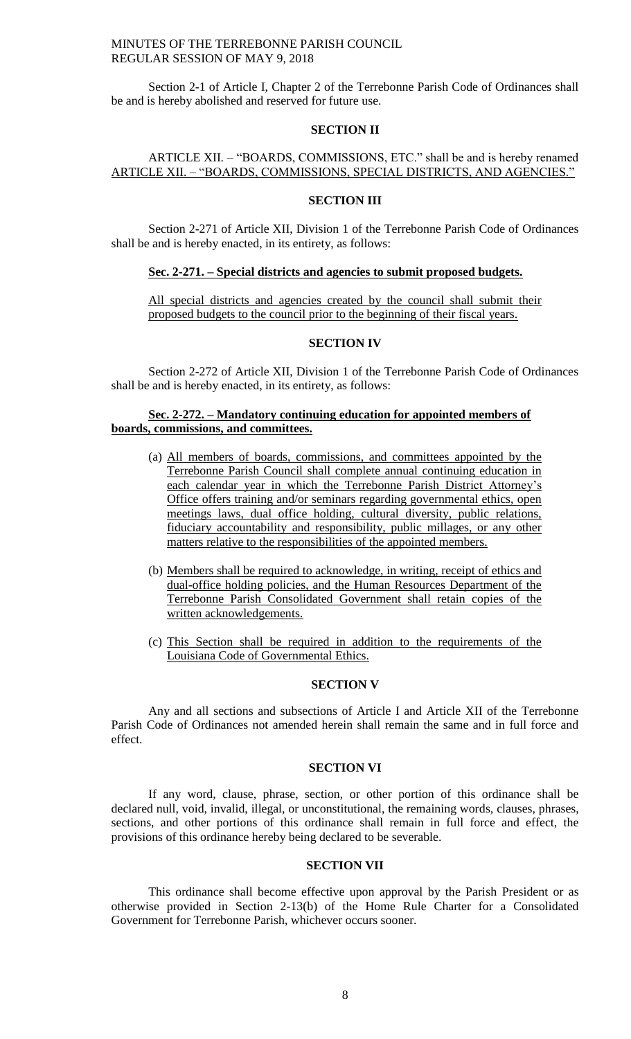Section 2-1 of Article I, Chapter 2 of the Terrebonne Parish Code of Ordinances shall be and is hereby abolished and reserved for future use.

**SECTION II**

ARTICLE XII. – "BOARDS, COMMISSIONS, ETC." shall be and is hereby renamed ARTICLE XII. – "BOARDS, COMMISSIONS, SPECIAL DISTRICTS, AND AGENCIES."

**SECTION III**

Section 2-271 of Article XII, Division 1 of the Terrebonne Parish Code of Ordinances shall be and is hereby enacted, in its entirety, as follows:

**Sec. 2-271. – Special districts and agencies to submit proposed budgets.**

All special districts and agencies created by the council shall submit their proposed budgets to the council prior to the beginning of their fiscal years.

**SECTION IV**

Section 2-272 of Article XII, Division 1 of the Terrebonne Parish Code of Ordinances shall be and is hereby enacted, in its entirety, as follows:

**Sec. 2-272. – Mandatory continuing education for appointed members of boards, commissions, and committees.**

(a) All members of boards, commissions, and committees appointed by the Terrebonne Parish Council shall complete annual continuing education in each calendar year in which the Terrebonne Parish District Attorney's Office offers training and/or seminars regarding governmental ethics, open meetings laws, dual office holding, cultural diversity, public relations, fiduciary accountability and responsibility, public millages, or any other matters relative to the responsibilities of the appointed members.

(b) Members shall be required to acknowledge, in writing, receipt of ethics and dual-office holding policies, and the Human Resources Department of the Terrebonne Parish Consolidated Government shall retain copies of the written acknowledgements.

(c) This Section shall be required in addition to the requirements of the Louisiana Code of Governmental Ethics.

**SECTION V**

Any and all sections and subsections of Article I and Article XII of the Terrebonne Parish Code of Ordinances not amended herein shall remain the same and in full force and effect.

**SECTION VI**

If any word, clause, phrase, section, or other portion of this ordinance shall be declared null, void, invalid, illegal, or unconstitutional, the remaining words, clauses, phrases, sections, and other portions of this ordinance shall remain in full force and effect, the provisions of this ordinance hereby being declared to be severable.

**SECTION VII**

This ordinance shall become effective upon approval by the Parish President or as otherwise provided in Section 2-13(b) of the Home Rule Charter for a Consolidated Government for Terrebonne Parish, whichever occurs sooner.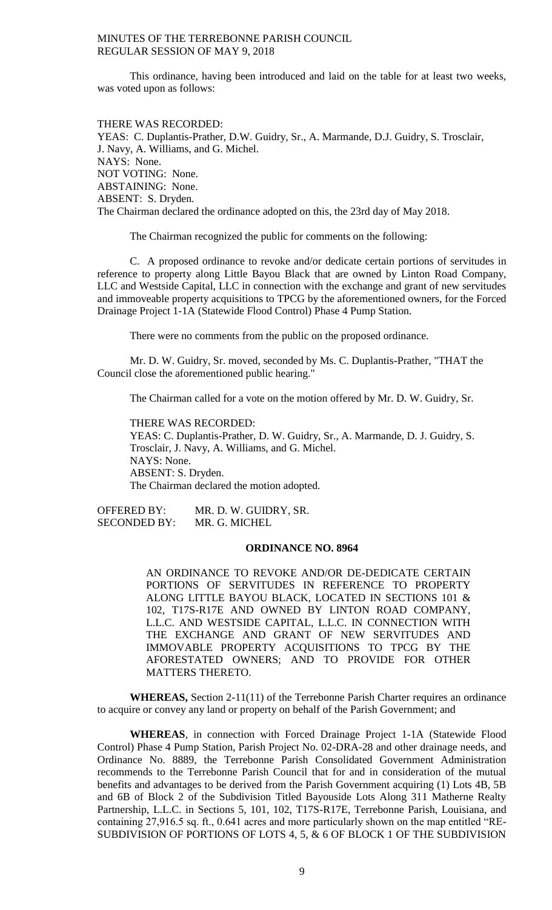This ordinance, having been introduced and laid on the table for at least two weeks, was voted upon as follows:

THERE WAS RECORDED:
YEAS: C. Duplantis-Prather, D.W. Guidry, Sr., A. Marmande, D.J. Guidry, S. Trosclair, J. Navy, A. Williams, and G. Michel.
NAYS: None.
NOT VOTING: None.
ABSTAINING: None.
ABSENT: S. Dryden.
The Chairman declared the ordinance adopted on this, the 23rd day of May 2018.

The Chairman recognized the public for comments on the following:

C. A proposed ordinance to revoke and/or dedicate certain portions of servitudes in reference to property along Little Bayou Black that are owned by Linton Road Company, LLC and Westside Capital, LLC in connection with the exchange and grant of new servitudes and immoveable property acquisitions to TPCG by the aforementioned owners, for the Forced Drainage Project 1-1A (Statewide Flood Control) Phase 4 Pump Station.

There were no comments from the public on the proposed ordinance.

Mr. D. W. Guidry, Sr. moved, seconded by Ms. C. Duplantis-Prather, "THAT the Council close the aforementioned public hearing."

The Chairman called for a vote on the motion offered by Mr. D. W. Guidry, Sr.

THERE WAS RECORDED:
YEAS: C. Duplantis-Prather, D. W. Guidry, Sr., A. Marmande, D. J. Guidry, S. Trosclair, J. Navy, A. Williams, and G. Michel.
NAYS: None.
ABSENT: S. Dryden.
The Chairman declared the motion adopted.

OFFERED BY: MR. D. W. GUIDRY, SR.
SECONDED BY: MR. G. MICHEL

**ORDINANCE NO. 8964**

AN ORDINANCE TO REVOKE AND/OR DE-DEDICATE CERTAIN PORTIONS OF SERVITUDES IN REFERENCE TO PROPERTY ALONG LITTLE BAYOU BLACK, LOCATED IN SECTIONS 101 & 102, T17S-R17E AND OWNED BY LINTON ROAD COMPANY, L.L.C. AND WESTSIDE CAPITAL, L.L.C. IN CONNECTION WITH THE EXCHANGE AND GRANT OF NEW SERVITUDES AND IMMOVABLE PROPERTY ACQUISITIONS TO TPCG BY THE AFORESTATED OWNERS; AND TO PROVIDE FOR OTHER MATTERS THERETO.

**WHEREAS,** Section 2-11(11) of the Terrebonne Parish Charter requires an ordinance to acquire or convey any land or property on behalf of the Parish Government; and

**WHEREAS**, in connection with Forced Drainage Project 1-1A (Statewide Flood Control) Phase 4 Pump Station, Parish Project No. 02-DRA-28 and other drainage needs, and Ordinance No. 8889, the Terrebonne Parish Consolidated Government Administration recommends to the Terrebonne Parish Council that for and in consideration of the mutual benefits and advantages to be derived from the Parish Government acquiring (1) Lots 4B, 5B and 6B of Block 2 of the Subdivision Titled Bayouside Lots Along 311 Matherne Realty Partnership, L.L.C. in Sections 5, 101, 102, T17S-R17E, Terrebonne Parish, Louisiana, and containing 27,916.5 sq. ft., 0.641 acres and more particularly shown on the map entitled "RE-SUBDIVISION OF PORTIONS OF LOTS 4, 5, & 6 OF BLOCK 1 OF THE SUBDIVISION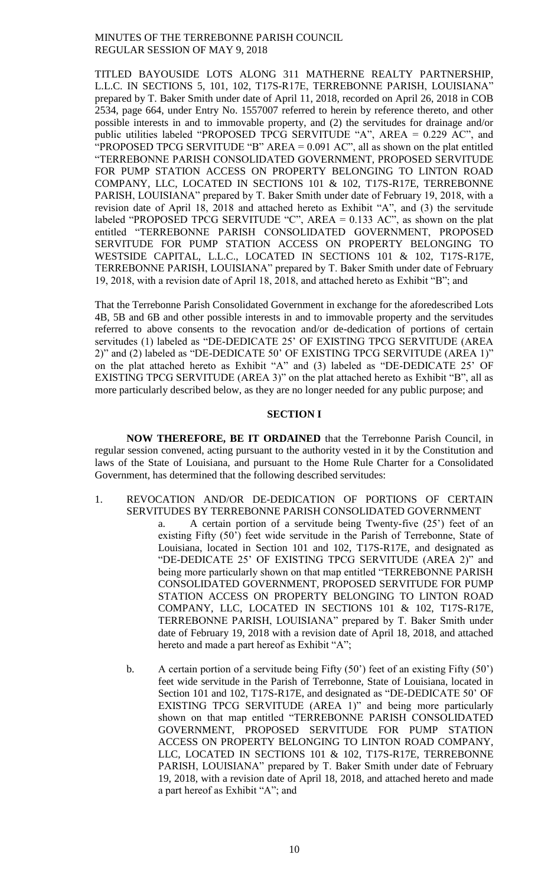TITLED BAYOUSIDE LOTS ALONG 311 MATHERNE REALTY PARTNERSHIP, L.L.C. IN SECTIONS 5, 101, 102, T17S-R17E, TERREBONNE PARISH, LOUISIANA" prepared by T. Baker Smith under date of April 11, 2018, recorded on April 26, 2018 in COB 2534, page 664, under Entry No. 1557007 referred to herein by reference thereto, and other possible interests in and to immovable property, and (2) the servitudes for drainage and/or public utilities labeled "PROPOSED TPCG SERVITUDE "A", AREA = 0.229 AC", and "PROPOSED TPCG SERVITUDE "B" AREA = 0.091 AC", all as shown on the plat entitled "TERREBONNE PARISH CONSOLIDATED GOVERNMENT, PROPOSED SERVITUDE FOR PUMP STATION ACCESS ON PROPERTY BELONGING TO LINTON ROAD COMPANY, LLC, LOCATED IN SECTIONS 101 & 102, T17S-R17E, TERREBONNE PARISH, LOUISIANA" prepared by T. Baker Smith under date of February 19, 2018, with a revision date of April 18, 2018 and attached hereto as Exhibit "A", and (3) the servitude labeled "PROPOSED TPCG SERVITUDE "C", AREA = 0.133 AC", as shown on the plat entitled "TERREBONNE PARISH CONSOLIDATED GOVERNMENT, PROPOSED SERVITUDE FOR PUMP STATION ACCESS ON PROPERTY BELONGING TO WESTSIDE CAPITAL, L.L.C., LOCATED IN SECTIONS 101 & 102, T17S-R17E, TERREBONNE PARISH, LOUISIANA" prepared by T. Baker Smith under date of February 19, 2018, with a revision date of April 18, 2018, and attached hereto as Exhibit "B"; and

That the Terrebonne Parish Consolidated Government in exchange for the aforedescribed Lots 4B, 5B and 6B and other possible interests in and to immovable property and the servitudes referred to above consents to the revocation and/or de-dedication of portions of certain servitudes (1) labeled as "DE-DEDICATE 25' OF EXISTING TPCG SERVITUDE (AREA 2)" and (2) labeled as "DE-DEDICATE 50' OF EXISTING TPCG SERVITUDE (AREA 1)" on the plat attached hereto as Exhibit "A" and (3) labeled as "DE-DEDICATE 25' OF EXISTING TPCG SERVITUDE (AREA 3)" on the plat attached hereto as Exhibit "B", all as more particularly described below, as they are no longer needed for any public purpose; and

## SECTION I

**NOW THEREFORE, BE IT ORDAINED** that the Terrebonne Parish Council, in regular session convened, acting pursuant to the authority vested in it by the Constitution and laws of the State of Louisiana, and pursuant to the Home Rule Charter for a Consolidated Government, has determined that the following described servitudes:

1. REVOCATION AND/OR DE-DEDICATION OF PORTIONS OF CERTAIN SERVITUDES BY TERREBONNE PARISH CONSOLIDATED GOVERNMENT

   a. A certain portion of a servitude being Twenty-five (25') feet of an existing Fifty (50') feet wide servitude in the Parish of Terrebonne, State of Louisiana, located in Section 101 and 102, T17S-R17E, and designated as "DE-DEDICATE 25' OF EXISTING TPCG SERVITUDE (AREA 2)" and being more particularly shown on that map entitled "TERREBONNE PARISH CONSOLIDATED GOVERNMENT, PROPOSED SERVITUDE FOR PUMP STATION ACCESS ON PROPERTY BELONGING TO LINTON ROAD COMPANY, LLC, LOCATED IN SECTIONS 101 & 102, T17S-R17E, TERREBONNE PARISH, LOUISIANA" prepared by T. Baker Smith under date of February 19, 2018 with a revision date of April 18, 2018, and attached hereto and made a part hereof as Exhibit "A";

   b. A certain portion of a servitude being Fifty (50') feet of an existing Fifty (50') feet wide servitude in the Parish of Terrebonne, State of Louisiana, located in Section 101 and 102, T17S-R17E, and designated as "DE-DEDICATE 50' OF EXISTING TPCG SERVITUDE (AREA 1)" and being more particularly shown on that map entitled "TERREBONNE PARISH CONSOLIDATED GOVERNMENT, PROPOSED SERVITUDE FOR PUMP STATION ACCESS ON PROPERTY BELONGING TO LINTON ROAD COMPANY, LLC, LOCATED IN SECTIONS 101 & 102, T17S-R17E, TERREBONNE PARISH, LOUISIANA" prepared by T. Baker Smith under date of February 19, 2018, with a revision date of April 18, 2018, and attached hereto and made a part hereof as Exhibit "A"; and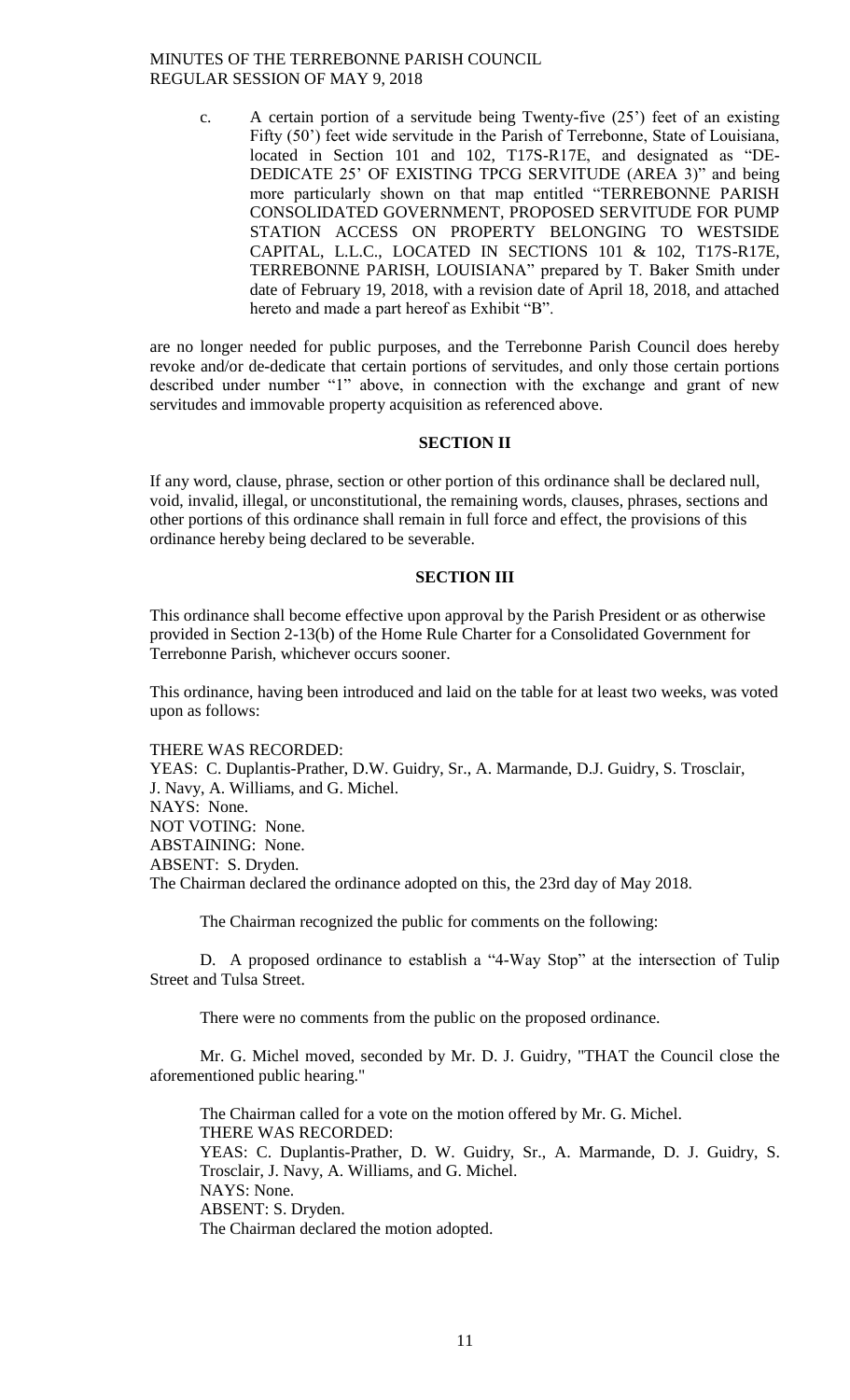c. A certain portion of a servitude being Twenty-five (25') feet of an existing Fifty (50') feet wide servitude in the Parish of Terrebonne, State of Louisiana, located in Section 101 and 102, T17S-R17E, and designated as "DE-DEDICATE 25' OF EXISTING TPCG SERVITUDE (AREA 3)" and being more particularly shown on that map entitled "TERREBONNE PARISH CONSOLIDATED GOVERNMENT, PROPOSED SERVITUDE FOR PUMP STATION ACCESS ON PROPERTY BELONGING TO WESTSIDE CAPITAL, L.L.C., LOCATED IN SECTIONS 101 & 102, T17S-R17E, TERREBONNE PARISH, LOUISIANA" prepared by T. Baker Smith under date of February 19, 2018, with a revision date of April 18, 2018, and attached hereto and made a part hereof as Exhibit "B".

are no longer needed for public purposes, and the Terrebonne Parish Council does hereby revoke and/or de-dedicate that certain portions of servitudes, and only those certain portions described under number "1" above, in connection with the exchange and grant of new servitudes and immovable property acquisition as referenced above.

## SECTION II

If any word, clause, phrase, section or other portion of this ordinance shall be declared null, void, invalid, illegal, or unconstitutional, the remaining words, clauses, phrases, sections and other portions of this ordinance shall remain in full force and effect, the provisions of this ordinance hereby being declared to be severable.

## SECTION III

This ordinance shall become effective upon approval by the Parish President or as otherwise provided in Section 2-13(b) of the Home Rule Charter for a Consolidated Government for Terrebonne Parish, whichever occurs sooner.

This ordinance, having been introduced and laid on the table for at least two weeks, was voted upon as follows:

THERE WAS RECORDED:
YEAS: C. Duplantis-Prather, D.W. Guidry, Sr., A. Marmande, D.J. Guidry, S. Trosclair, J. Navy, A. Williams, and G. Michel.
NAYS: None.
NOT VOTING: None.
ABSTAINING: None.
ABSENT: S. Dryden.
The Chairman declared the ordinance adopted on this, the 23rd day of May 2018.

The Chairman recognized the public for comments on the following:

D. A proposed ordinance to establish a "4-Way Stop" at the intersection of Tulip Street and Tulsa Street.

There were no comments from the public on the proposed ordinance.

Mr. G. Michel moved, seconded by Mr. D. J. Guidry, "THAT the Council close the aforementioned public hearing."

The Chairman called for a vote on the motion offered by Mr. G. Michel.
THERE WAS RECORDED:
YEAS: C. Duplantis-Prather, D. W. Guidry, Sr., A. Marmande, D. J. Guidry, S. Trosclair, J. Navy, A. Williams, and G. Michel.
NAYS: None.
ABSENT: S. Dryden.
The Chairman declared the motion adopted.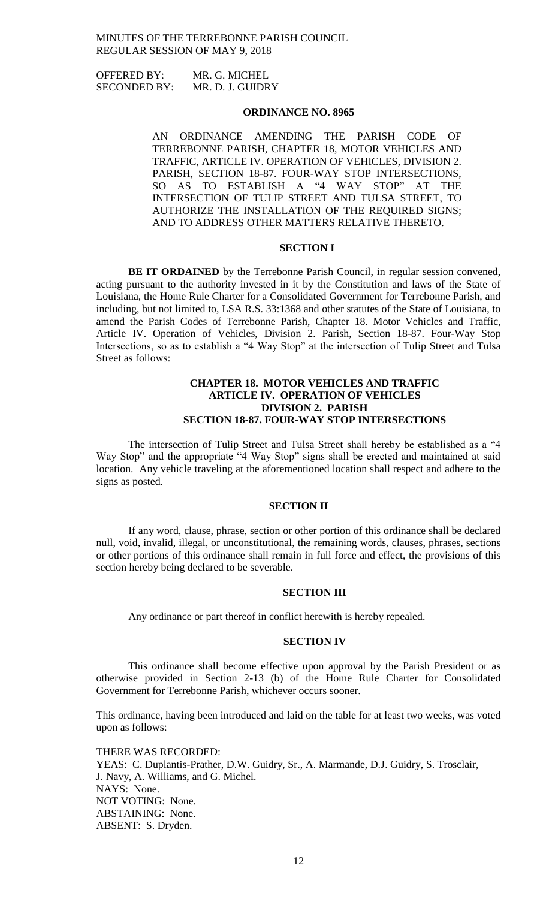OFFERED BY: MR. G. MICHEL
SECONDED BY: MR. D. J. GUIDRY

## ORDINANCE NO. 8965

AN ORDINANCE AMENDING THE PARISH CODE OF TERREBONNE PARISH, CHAPTER 18, MOTOR VEHICLES AND TRAFFIC, ARTICLE IV. OPERATION OF VEHICLES, DIVISION 2. PARISH, SECTION 18-87. FOUR-WAY STOP INTERSECTIONS, SO AS TO ESTABLISH A "4 WAY STOP" AT THE INTERSECTION OF TULIP STREET AND TULSA STREET, TO AUTHORIZE THE INSTALLATION OF THE REQUIRED SIGNS; AND TO ADDRESS OTHER MATTERS RELATIVE THERETO.

### SECTION I

**BE IT ORDAINED** by the Terrebonne Parish Council, in regular session convened, acting pursuant to the authority invested in it by the Constitution and laws of the State of Louisiana, the Home Rule Charter for a Consolidated Government for Terrebonne Parish, and including, but not limited to, LSA R.S. 33:1368 and other statutes of the State of Louisiana, to amend the Parish Codes of Terrebonne Parish, Chapter 18. Motor Vehicles and Traffic, Article IV. Operation of Vehicles, Division 2. Parish, Section 18-87. Four-Way Stop Intersections, so as to establish a "4 Way Stop" at the intersection of Tulip Street and Tulsa Street as follows:

**CHAPTER 18. MOTOR VEHICLES AND TRAFFIC**
**ARTICLE IV. OPERATION OF VEHICLES**
**DIVISION 2. PARISH**
**SECTION 18-87. FOUR-WAY STOP INTERSECTIONS**

The intersection of Tulip Street and Tulsa Street shall hereby be established as a "4 Way Stop" and the appropriate "4 Way Stop" signs shall be erected and maintained at said location. Any vehicle traveling at the aforementioned location shall respect and adhere to the signs as posted.

### SECTION II

If any word, clause, phrase, section or other portion of this ordinance shall be declared null, void, invalid, illegal, or unconstitutional, the remaining words, clauses, phrases, sections or other portions of this ordinance shall remain in full force and effect, the provisions of this section hereby being declared to be severable.

### SECTION III

Any ordinance or part thereof in conflict herewith is hereby repealed.

### SECTION IV

This ordinance shall become effective upon approval by the Parish President or as otherwise provided in Section 2-13 (b) of the Home Rule Charter for Consolidated Government for Terrebonne Parish, whichever occurs sooner.

This ordinance, having been introduced and laid on the table for at least two weeks, was voted upon as follows:

THERE WAS RECORDED:
YEAS: C. Duplantis-Prather, D.W. Guidry, Sr., A. Marmande, D.J. Guidry, S. Trosclair, J. Navy, A. Williams, and G. Michel.
NAYS: None.
NOT VOTING: None.
ABSTAINING: None.
ABSENT: S. Dryden.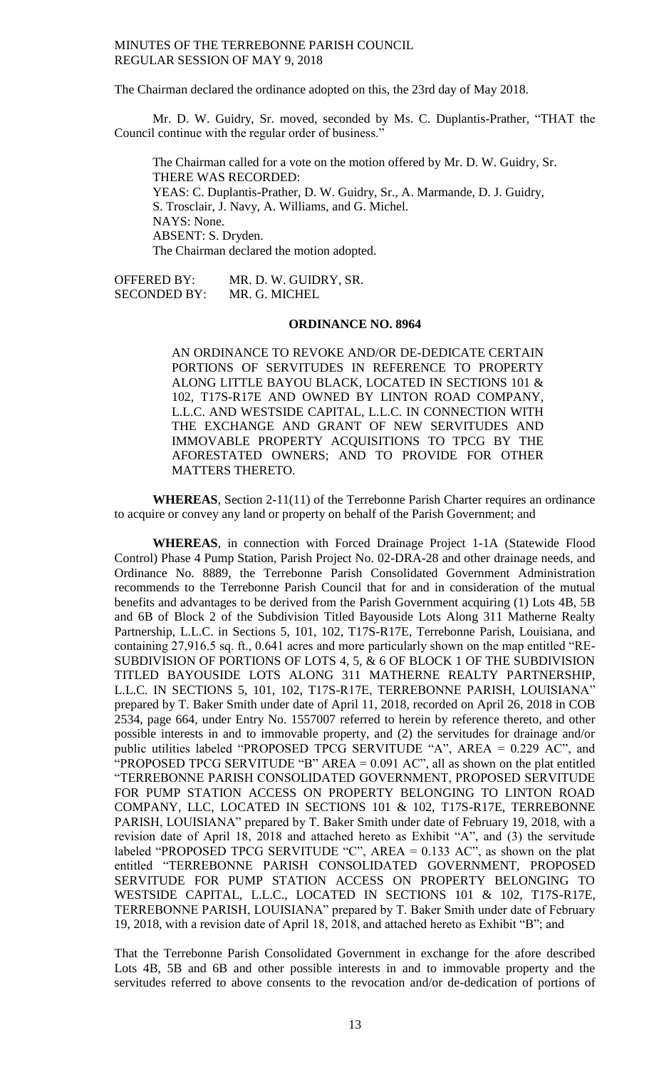The Chairman declared the ordinance adopted on this, the 23rd day of May 2018.

Mr. D. W. Guidry, Sr. moved, seconded by Ms. C. Duplantis-Prather, "THAT the Council continue with the regular order of business."

The Chairman called for a vote on the motion offered by Mr. D. W. Guidry, Sr.
THERE WAS RECORDED:
YEAS: C. Duplantis-Prather, D. W. Guidry, Sr., A. Marmande, D. J. Guidry, S. Trosclair, J. Navy, A. Williams, and G. Michel.
NAYS: None.
ABSENT: S. Dryden.
The Chairman declared the motion adopted.

OFFERED BY: MR. D. W. GUIDRY, SR.
SECONDED BY: MR. G. MICHEL

**ORDINANCE NO. 8964**

AN ORDINANCE TO REVOKE AND/OR DE-DEDICATE CERTAIN PORTIONS OF SERVITUDES IN REFERENCE TO PROPERTY ALONG LITTLE BAYOU BLACK, LOCATED IN SECTIONS 101 & 102, T17S-R17E AND OWNED BY LINTON ROAD COMPANY, L.L.C. AND WESTSIDE CAPITAL, L.L.C. IN CONNECTION WITH THE EXCHANGE AND GRANT OF NEW SERVITUDES AND IMMOVABLE PROPERTY ACQUISITIONS TO TPCG BY THE AFORESTATED OWNERS; AND TO PROVIDE FOR OTHER MATTERS THERETO.

**WHEREAS**, Section 2-11(11) of the Terrebonne Parish Charter requires an ordinance to acquire or convey any land or property on behalf of the Parish Government; and

**WHEREAS**, in connection with Forced Drainage Project 1-1A (Statewide Flood Control) Phase 4 Pump Station, Parish Project No. 02-DRA-28 and other drainage needs, and Ordinance No. 8889, the Terrebonne Parish Consolidated Government Administration recommends to the Terrebonne Parish Council that for and in consideration of the mutual benefits and advantages to be derived from the Parish Government acquiring (1) Lots 4B, 5B and 6B of Block 2 of the Subdivision Titled Bayouside Lots Along 311 Matherne Realty Partnership, L.L.C. in Sections 5, 101, 102, T17S-R17E, Terrebonne Parish, Louisiana, and containing 27,916.5 sq. ft., 0.641 acres and more particularly shown on the map entitled "RE-SUBDIVISION OF PORTIONS OF LOTS 4, 5, & 6 OF BLOCK 1 OF THE SUBDIVISION TITLED BAYOUSIDE LOTS ALONG 311 MATHERNE REALTY PARTNERSHIP, L.L.C. IN SECTIONS 5, 101, 102, T17S-R17E, TERREBONNE PARISH, LOUISIANA" prepared by T. Baker Smith under date of April 11, 2018, recorded on April 26, 2018 in COB 2534, page 664, under Entry No. 1557007 referred to herein by reference thereto, and other possible interests in and to immovable property, and (2) the servitudes for drainage and/or public utilities labeled "PROPOSED TPCG SERVITUDE "A", AREA = 0.229 AC", and "PROPOSED TPCG SERVITUDE "B" AREA = 0.091 AC", all as shown on the plat entitled "TERREBONNE PARISH CONSOLIDATED GOVERNMENT, PROPOSED SERVITUDE FOR PUMP STATION ACCESS ON PROPERTY BELONGING TO LINTON ROAD COMPANY, LLC, LOCATED IN SECTIONS 101 & 102, T17S-R17E, TERREBONNE PARISH, LOUISIANA" prepared by T. Baker Smith under date of February 19, 2018, with a revision date of April 18, 2018 and attached hereto as Exhibit "A", and (3) the servitude labeled "PROPOSED TPCG SERVITUDE "C", AREA = 0.133 AC", as shown on the plat entitled "TERREBONNE PARISH CONSOLIDATED GOVERNMENT, PROPOSED SERVITUDE FOR PUMP STATION ACCESS ON PROPERTY BELONGING TO WESTSIDE CAPITAL, L.L.C., LOCATED IN SECTIONS 101 & 102, T17S-R17E, TERREBONNE PARISH, LOUISIANA" prepared by T. Baker Smith under date of February 19, 2018, with a revision date of April 18, 2018, and attached hereto as Exhibit "B"; and

That the Terrebonne Parish Consolidated Government in exchange for the afore described Lots 4B, 5B and 6B and other possible interests in and to immovable property and the servitudes referred to above consents to the revocation and/or de-dedication of portions of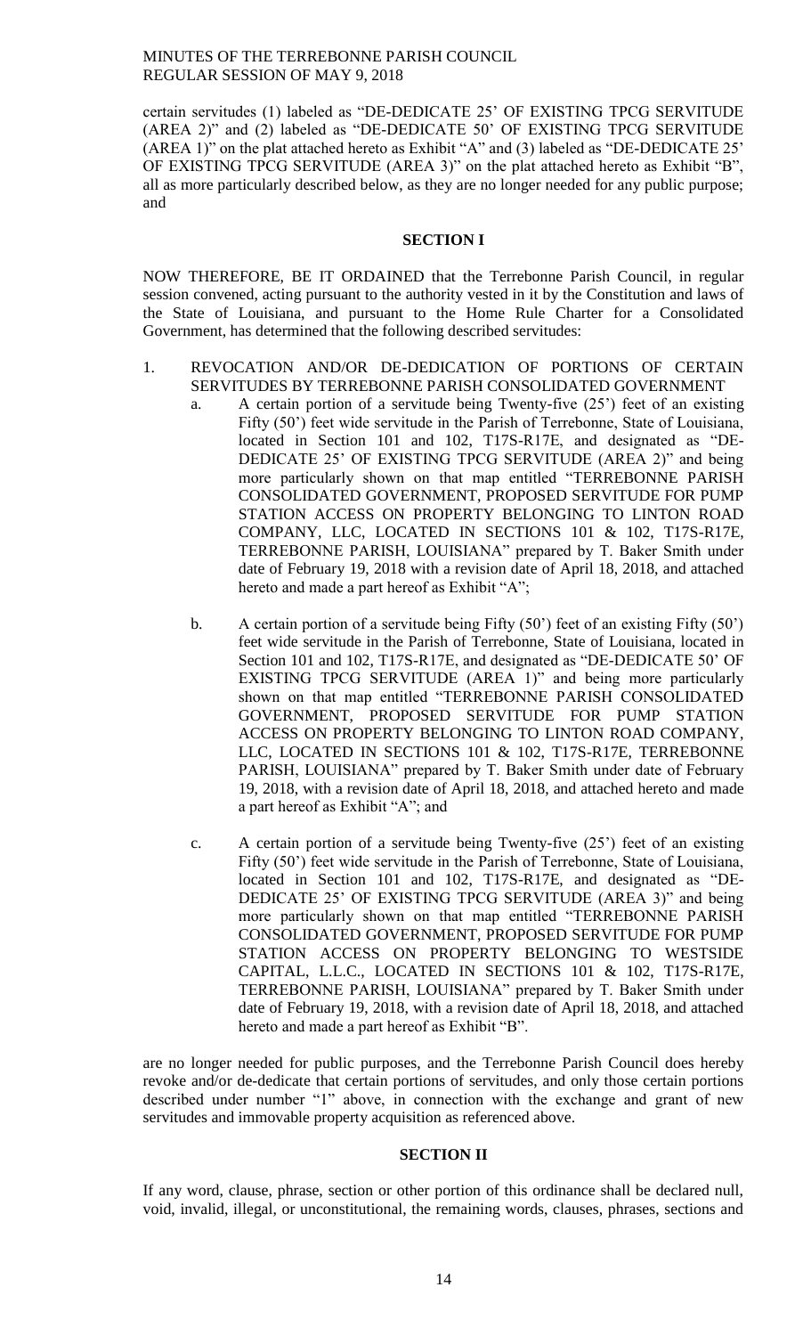certain servitudes (1) labeled as "DE-DEDICATE 25' OF EXISTING TPCG SERVITUDE (AREA 2)" and (2) labeled as "DE-DEDICATE 50' OF EXISTING TPCG SERVITUDE (AREA 1)" on the plat attached hereto as Exhibit "A" and (3) labeled as "DE-DEDICATE 25' OF EXISTING TPCG SERVITUDE (AREA 3)" on the plat attached hereto as Exhibit "B", all as more particularly described below, as they are no longer needed for any public purpose; and

**SECTION I**

NOW THEREFORE, BE IT ORDAINED that the Terrebonne Parish Council, in regular session convened, acting pursuant to the authority vested in it by the Constitution and laws of the State of Louisiana, and pursuant to the Home Rule Charter for a Consolidated Government, has determined that the following described servitudes:

1. REVOCATION AND/OR DE-DEDICATION OF PORTIONS OF CERTAIN SERVITUDES BY TERREBONNE PARISH CONSOLIDATED GOVERNMENT
   a. A certain portion of a servitude being Twenty-five (25') feet of an existing Fifty (50') feet wide servitude in the Parish of Terrebonne, State of Louisiana, located in Section 101 and 102, T17S-R17E, and designated as "DE-DEDICATE 25' OF EXISTING TPCG SERVITUDE (AREA 2)" and being more particularly shown on that map entitled "TERREBONNE PARISH CONSOLIDATED GOVERNMENT, PROPOSED SERVITUDE FOR PUMP STATION ACCESS ON PROPERTY BELONGING TO LINTON ROAD COMPANY, LLC, LOCATED IN SECTIONS 101 & 102, T17S-R17E, TERREBONNE PARISH, LOUISIANA" prepared by T. Baker Smith under date of February 19, 2018 with a revision date of April 18, 2018, and attached hereto and made a part hereof as Exhibit "A";

   b. A certain portion of a servitude being Fifty (50') feet of an existing Fifty (50') feet wide servitude in the Parish of Terrebonne, State of Louisiana, located in Section 101 and 102, T17S-R17E, and designated as "DE-DEDICATE 50' OF EXISTING TPCG SERVITUDE (AREA 1)" and being more particularly shown on that map entitled "TERREBONNE PARISH CONSOLIDATED GOVERNMENT, PROPOSED SERVITUDE FOR PUMP STATION ACCESS ON PROPERTY BELONGING TO LINTON ROAD COMPANY, LLC, LOCATED IN SECTIONS 101 & 102, T17S-R17E, TERREBONNE PARISH, LOUISIANA" prepared by T. Baker Smith under date of February 19, 2018, with a revision date of April 18, 2018, and attached hereto and made a part hereof as Exhibit "A"; and

   c. A certain portion of a servitude being Twenty-five (25') feet of an existing Fifty (50') feet wide servitude in the Parish of Terrebonne, State of Louisiana, located in Section 101 and 102, T17S-R17E, and designated as "DE-DEDICATE 25' OF EXISTING TPCG SERVITUDE (AREA 3)" and being more particularly shown on that map entitled "TERREBONNE PARISH CONSOLIDATED GOVERNMENT, PROPOSED SERVITUDE FOR PUMP STATION ACCESS ON PROPERTY BELONGING TO WESTSIDE CAPITAL, L.L.C., LOCATED IN SECTIONS 101 & 102, T17S-R17E, TERREBONNE PARISH, LOUISIANA" prepared by T. Baker Smith under date of February 19, 2018, with a revision date of April 18, 2018, and attached hereto and made a part hereof as Exhibit "B".

are no longer needed for public purposes, and the Terrebonne Parish Council does hereby revoke and/or de-dedicate that certain portions of servitudes, and only those certain portions described under number "1" above, in connection with the exchange and grant of new servitudes and immovable property acquisition as referenced above.

**SECTION II**

If any word, clause, phrase, section or other portion of this ordinance shall be declared null, void, invalid, illegal, or unconstitutional, the remaining words, clauses, phrases, sections and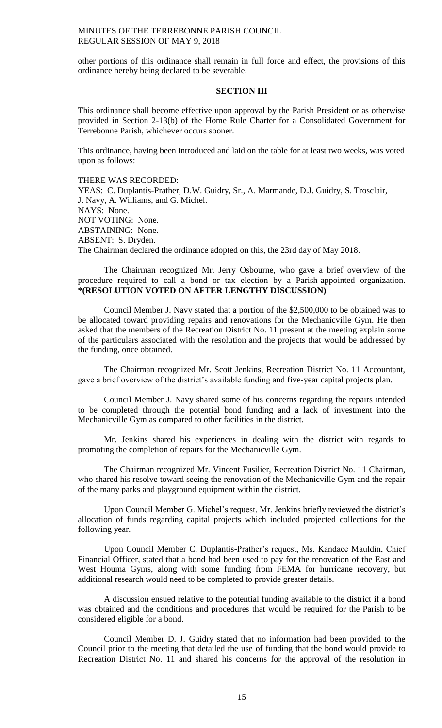other portions of this ordinance shall remain in full force and effect, the provisions of this ordinance hereby being declared to be severable.

**SECTION III**

This ordinance shall become effective upon approval by the Parish President or as otherwise provided in Section 2-13(b) of the Home Rule Charter for a Consolidated Government for Terrebonne Parish, whichever occurs sooner.

This ordinance, having been introduced and laid on the table for at least two weeks, was voted upon as follows:

THERE WAS RECORDED:
YEAS: C. Duplantis-Prather, D.W. Guidry, Sr., A. Marmande, D.J. Guidry, S. Trosclair, J. Navy, A. Williams, and G. Michel.
NAYS: None.
NOT VOTING: None.
ABSTAINING: None.
ABSENT: S. Dryden.
The Chairman declared the ordinance adopted on this, the 23rd day of May 2018.

The Chairman recognized Mr. Jerry Osbourne, who gave a brief overview of the procedure required to call a bond or tax election by a Parish-appointed organization. **\*(RESOLUTION VOTED ON AFTER LENGTHY DISCUSSION)**

Council Member J. Navy stated that a portion of the $2,500,000 to be obtained was to be allocated toward providing repairs and renovations for the Mechanicville Gym. He then asked that the members of the Recreation District No. 11 present at the meeting explain some of the particulars associated with the resolution and the projects that would be addressed by the funding, once obtained.

The Chairman recognized Mr. Scott Jenkins, Recreation District No. 11 Accountant, gave a brief overview of the district's available funding and five-year capital projects plan.

Council Member J. Navy shared some of his concerns regarding the repairs intended to be completed through the potential bond funding and a lack of investment into the Mechanicville Gym as compared to other facilities in the district.

Mr. Jenkins shared his experiences in dealing with the district with regards to promoting the completion of repairs for the Mechanicville Gym.

The Chairman recognized Mr. Vincent Fusilier, Recreation District No. 11 Chairman, who shared his resolve toward seeing the renovation of the Mechanicville Gym and the repair of the many parks and playground equipment within the district.

Upon Council Member G. Michel's request, Mr. Jenkins briefly reviewed the district's allocation of funds regarding capital projects which included projected collections for the following year.

Upon Council Member C. Duplantis-Prather's request, Ms. Kandace Mauldin, Chief Financial Officer, stated that a bond had been used to pay for the renovation of the East and West Houma Gyms, along with some funding from FEMA for hurricane recovery, but additional research would need to be completed to provide greater details.

A discussion ensued relative to the potential funding available to the district if a bond was obtained and the conditions and procedures that would be required for the Parish to be considered eligible for a bond.

Council Member D. J. Guidry stated that no information had been provided to the Council prior to the meeting that detailed the use of funding that the bond would provide to Recreation District No. 11 and shared his concerns for the approval of the resolution in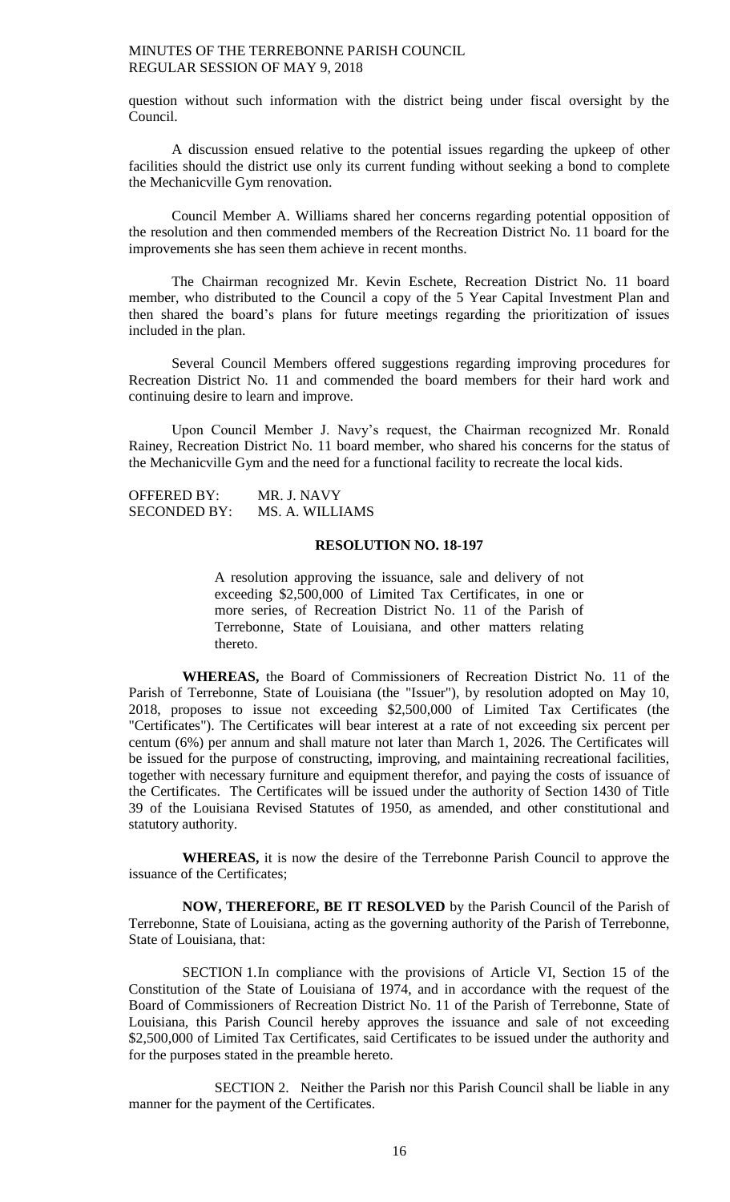question without such information with the district being under fiscal oversight by the Council.

A discussion ensued relative to the potential issues regarding the upkeep of other facilities should the district use only its current funding without seeking a bond to complete the Mechanicville Gym renovation.

Council Member A. Williams shared her concerns regarding potential opposition of the resolution and then commended members of the Recreation District No. 11 board for the improvements she has seen them achieve in recent months.

The Chairman recognized Mr. Kevin Eschete, Recreation District No. 11 board member, who distributed to the Council a copy of the 5 Year Capital Investment Plan and then shared the board's plans for future meetings regarding the prioritization of issues included in the plan.

Several Council Members offered suggestions regarding improving procedures for Recreation District No. 11 and commended the board members for their hard work and continuing desire to learn and improve.

Upon Council Member J. Navy's request, the Chairman recognized Mr. Ronald Rainey, Recreation District No. 11 board member, who shared his concerns for the status of the Mechanicville Gym and the need for a functional facility to recreate the local kids.

OFFERED BY: MR. J. NAVY
SECONDED BY: MS. A. WILLIAMS

**RESOLUTION NO. 18-197**

A resolution approving the issuance, sale and delivery of not exceeding $2,500,000 of Limited Tax Certificates, in one or more series, of Recreation District No. 11 of the Parish of Terrebonne, State of Louisiana, and other matters relating thereto.

**WHEREAS,** the Board of Commissioners of Recreation District No. 11 of the Parish of Terrebonne, State of Louisiana (the "Issuer"), by resolution adopted on May 10, 2018, proposes to issue not exceeding $2,500,000 of Limited Tax Certificates (the "Certificates"). The Certificates will bear interest at a rate of not exceeding six percent per centum (6%) per annum and shall mature not later than March 1, 2026. The Certificates will be issued for the purpose of constructing, improving, and maintaining recreational facilities, together with necessary furniture and equipment therefor, and paying the costs of issuance of the Certificates. The Certificates will be issued under the authority of Section 1430 of Title 39 of the Louisiana Revised Statutes of 1950, as amended, and other constitutional and statutory authority.

**WHEREAS,** it is now the desire of the Terrebonne Parish Council to approve the issuance of the Certificates;

**NOW, THEREFORE, BE IT RESOLVED** by the Parish Council of the Parish of Terrebonne, State of Louisiana, acting as the governing authority of the Parish of Terrebonne, State of Louisiana, that:

SECTION 1. In compliance with the provisions of Article VI, Section 15 of the Constitution of the State of Louisiana of 1974, and in accordance with the request of the Board of Commissioners of Recreation District No. 11 of the Parish of Terrebonne, State of Louisiana, this Parish Council hereby approves the issuance and sale of not exceeding $2,500,000 of Limited Tax Certificates, said Certificates to be issued under the authority and for the purposes stated in the preamble hereto.

SECTION 2. Neither the Parish nor this Parish Council shall be liable in any manner for the payment of the Certificates.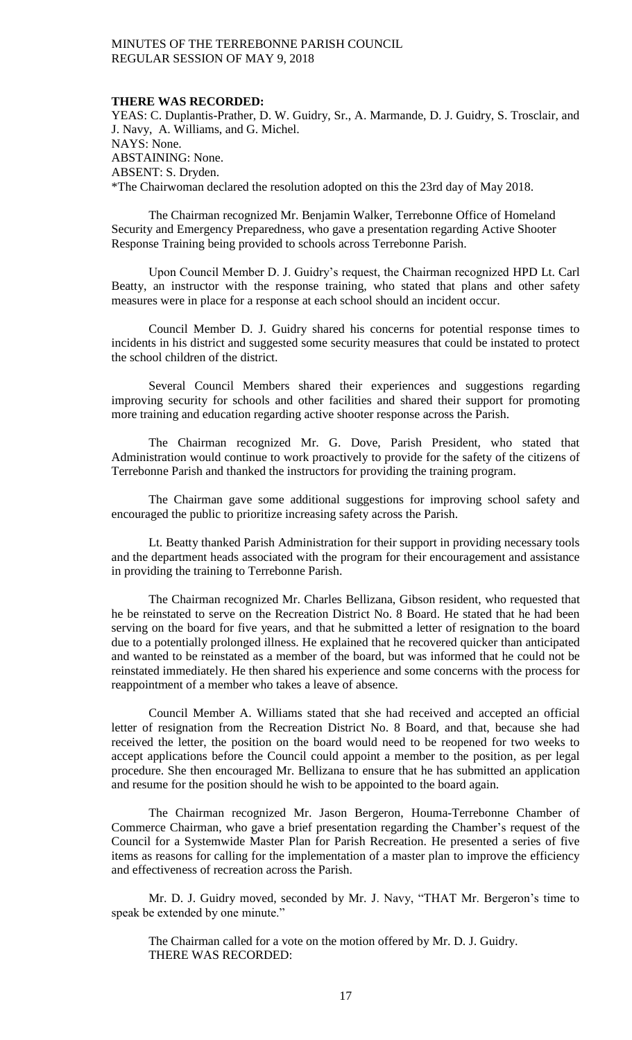**THERE WAS RECORDED:**

YEAS: C. Duplantis-Prather, D. W. Guidry, Sr., A. Marmande, D. J. Guidry, S. Trosclair, and J. Navy, A. Williams, and G. Michel.
NAYS: None.
ABSTAINING: None.
ABSENT: S. Dryden.
*The Chairwoman declared the resolution adopted on this the 23rd day of May 2018.

The Chairman recognized Mr. Benjamin Walker, Terrebonne Office of Homeland Security and Emergency Preparedness, who gave a presentation regarding Active Shooter Response Training being provided to schools across Terrebonne Parish.

Upon Council Member D. J. Guidry's request, the Chairman recognized HPD Lt. Carl Beatty, an instructor with the response training, who stated that plans and other safety measures were in place for a response at each school should an incident occur.

Council Member D. J. Guidry shared his concerns for potential response times to incidents in his district and suggested some security measures that could be instated to protect the school children of the district.

Several Council Members shared their experiences and suggestions regarding improving security for schools and other facilities and shared their support for promoting more training and education regarding active shooter response across the Parish.

The Chairman recognized Mr. G. Dove, Parish President, who stated that Administration would continue to work proactively to provide for the safety of the citizens of Terrebonne Parish and thanked the instructors for providing the training program.

The Chairman gave some additional suggestions for improving school safety and encouraged the public to prioritize increasing safety across the Parish.

Lt. Beatty thanked Parish Administration for their support in providing necessary tools and the department heads associated with the program for their encouragement and assistance in providing the training to Terrebonne Parish.

The Chairman recognized Mr. Charles Bellizana, Gibson resident, who requested that he be reinstated to serve on the Recreation District No. 8 Board. He stated that he had been serving on the board for five years, and that he submitted a letter of resignation to the board due to a potentially prolonged illness. He explained that he recovered quicker than anticipated and wanted to be reinstated as a member of the board, but was informed that he could not be reinstated immediately. He then shared his experience and some concerns with the process for reappointment of a member who takes a leave of absence.

Council Member A. Williams stated that she had received and accepted an official letter of resignation from the Recreation District No. 8 Board, and that, because she had received the letter, the position on the board would need to be reopened for two weeks to accept applications before the Council could appoint a member to the position, as per legal procedure. She then encouraged Mr. Bellizana to ensure that he has submitted an application and resume for the position should he wish to be appointed to the board again.

The Chairman recognized Mr. Jason Bergeron, Houma-Terrebonne Chamber of Commerce Chairman, who gave a brief presentation regarding the Chamber's request of the Council for a Systemwide Master Plan for Parish Recreation. He presented a series of five items as reasons for calling for the implementation of a master plan to improve the efficiency and effectiveness of recreation across the Parish.

Mr. D. J. Guidry moved, seconded by Mr. J. Navy, "THAT Mr. Bergeron's time to speak be extended by one minute."

The Chairman called for a vote on the motion offered by Mr. D. J. Guidry.
THERE WAS RECORDED: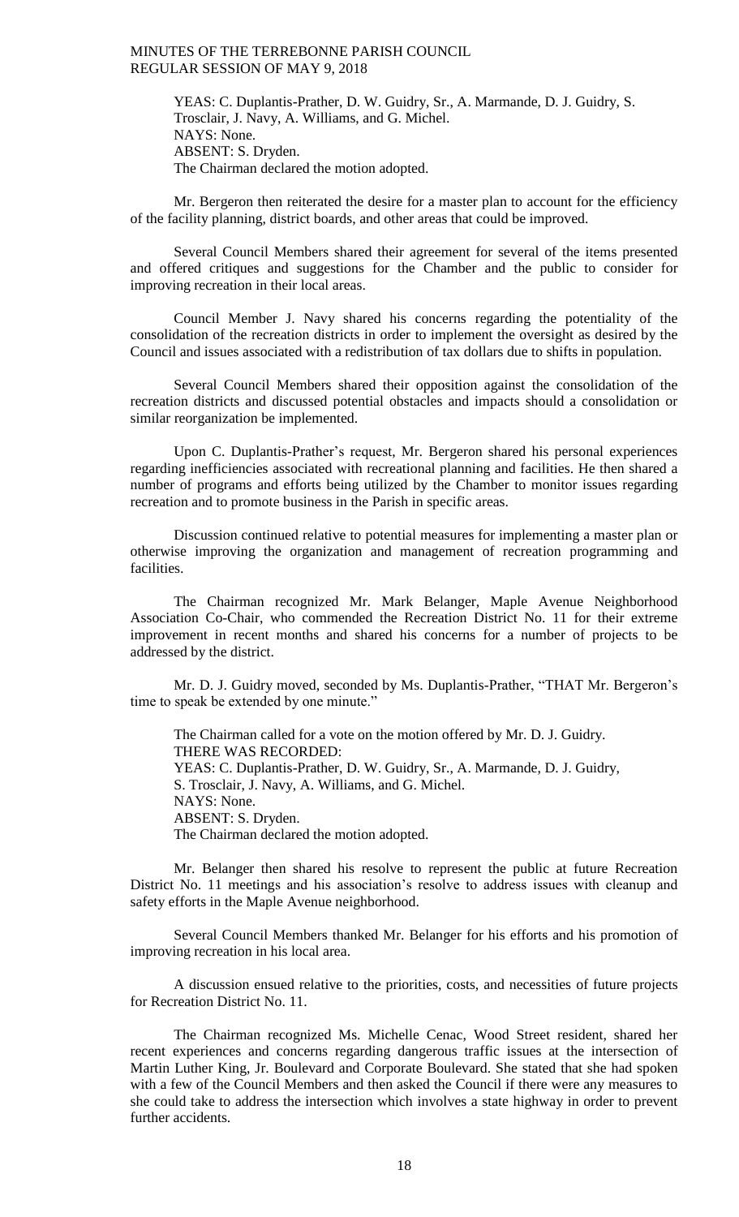YEAS: C. Duplantis-Prather, D. W. Guidry, Sr., A. Marmande, D. J. Guidry, S. Trosclair, J. Navy, A. Williams, and G. Michel.
NAYS: None.
ABSENT: S. Dryden.
The Chairman declared the motion adopted.

Mr. Bergeron then reiterated the desire for a master plan to account for the efficiency of the facility planning, district boards, and other areas that could be improved.

Several Council Members shared their agreement for several of the items presented and offered critiques and suggestions for the Chamber and the public to consider for improving recreation in their local areas.

Council Member J. Navy shared his concerns regarding the potentiality of the consolidation of the recreation districts in order to implement the oversight as desired by the Council and issues associated with a redistribution of tax dollars due to shifts in population.

Several Council Members shared their opposition against the consolidation of the recreation districts and discussed potential obstacles and impacts should a consolidation or similar reorganization be implemented.

Upon C. Duplantis-Prather's request, Mr. Bergeron shared his personal experiences regarding inefficiencies associated with recreational planning and facilities. He then shared a number of programs and efforts being utilized by the Chamber to monitor issues regarding recreation and to promote business in the Parish in specific areas.

Discussion continued relative to potential measures for implementing a master plan or otherwise improving the organization and management of recreation programming and facilities.

The Chairman recognized Mr. Mark Belanger, Maple Avenue Neighborhood Association Co-Chair, who commended the Recreation District No. 11 for their extreme improvement in recent months and shared his concerns for a number of projects to be addressed by the district.

Mr. D. J. Guidry moved, seconded by Ms. Duplantis-Prather, "THAT Mr. Bergeron's time to speak be extended by one minute."

The Chairman called for a vote on the motion offered by Mr. D. J. Guidry.
THERE WAS RECORDED:
YEAS: C. Duplantis-Prather, D. W. Guidry, Sr., A. Marmande, D. J. Guidry, S. Trosclair, J. Navy, A. Williams, and G. Michel.
NAYS: None.
ABSENT: S. Dryden.
The Chairman declared the motion adopted.

Mr. Belanger then shared his resolve to represent the public at future Recreation District No. 11 meetings and his association's resolve to address issues with cleanup and safety efforts in the Maple Avenue neighborhood.

Several Council Members thanked Mr. Belanger for his efforts and his promotion of improving recreation in his local area.

A discussion ensued relative to the priorities, costs, and necessities of future projects for Recreation District No. 11.

The Chairman recognized Ms. Michelle Cenac, Wood Street resident, shared her recent experiences and concerns regarding dangerous traffic issues at the intersection of Martin Luther King, Jr. Boulevard and Corporate Boulevard. She stated that she had spoken with a few of the Council Members and then asked the Council if there were any measures to she could take to address the intersection which involves a state highway in order to prevent further accidents.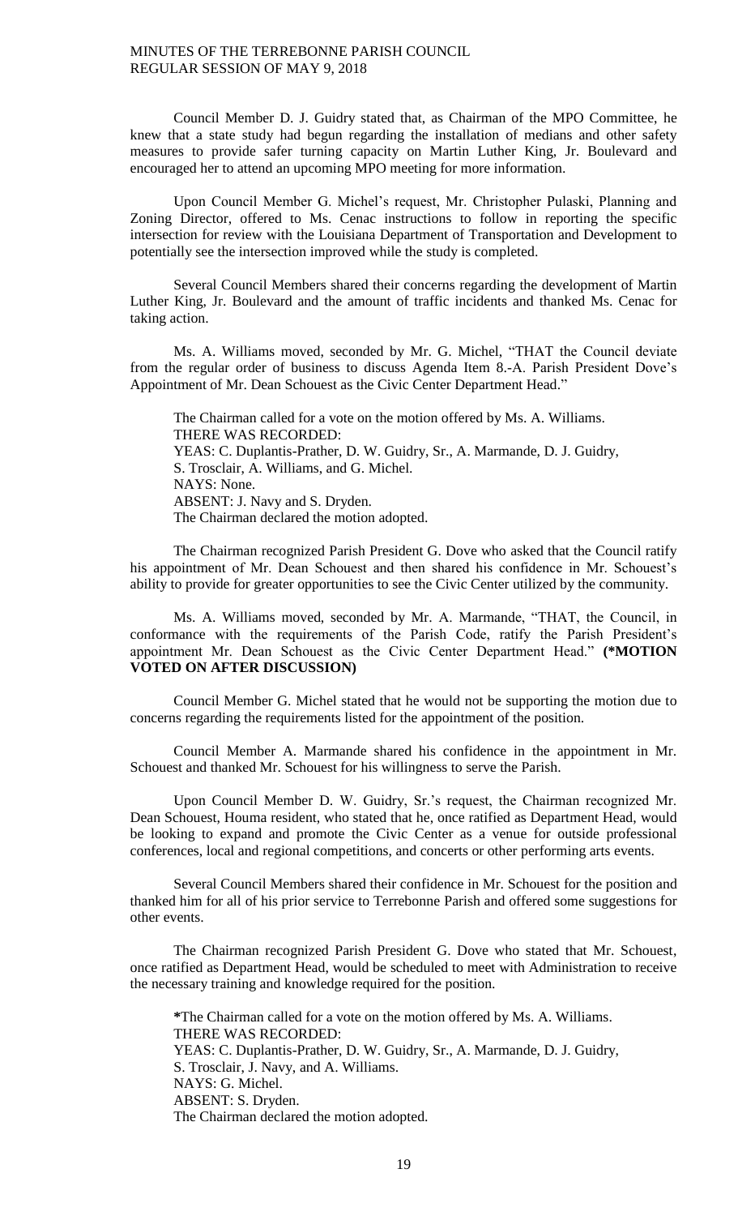Council Member D. J. Guidry stated that, as Chairman of the MPO Committee, he knew that a state study had begun regarding the installation of medians and other safety measures to provide safer turning capacity on Martin Luther King, Jr. Boulevard and encouraged her to attend an upcoming MPO meeting for more information.

Upon Council Member G. Michel's request, Mr. Christopher Pulaski, Planning and Zoning Director, offered to Ms. Cenac instructions to follow in reporting the specific intersection for review with the Louisiana Department of Transportation and Development to potentially see the intersection improved while the study is completed.

Several Council Members shared their concerns regarding the development of Martin Luther King, Jr. Boulevard and the amount of traffic incidents and thanked Ms. Cenac for taking action.

Ms. A. Williams moved, seconded by Mr. G. Michel, "THAT the Council deviate from the regular order of business to discuss Agenda Item 8.-A. Parish President Dove's Appointment of Mr. Dean Schouest as the Civic Center Department Head."

The Chairman called for a vote on the motion offered by Ms. A. Williams.
THERE WAS RECORDED:
YEAS: C. Duplantis-Prather, D. W. Guidry, Sr., A. Marmande, D. J. Guidry, S. Trosclair, A. Williams, and G. Michel.
NAYS: None.
ABSENT: J. Navy and S. Dryden.
The Chairman declared the motion adopted.

The Chairman recognized Parish President G. Dove who asked that the Council ratify his appointment of Mr. Dean Schouest and then shared his confidence in Mr. Schouest's ability to provide for greater opportunities to see the Civic Center utilized by the community.

Ms. A. Williams moved, seconded by Mr. A. Marmande, "THAT, the Council, in conformance with the requirements of the Parish Code, ratify the Parish President's appointment Mr. Dean Schouest as the Civic Center Department Head." **(*MOTION VOTED ON AFTER DISCUSSION)**

Council Member G. Michel stated that he would not be supporting the motion due to concerns regarding the requirements listed for the appointment of the position.

Council Member A. Marmande shared his confidence in the appointment in Mr. Schouest and thanked Mr. Schouest for his willingness to serve the Parish.

Upon Council Member D. W. Guidry, Sr.'s request, the Chairman recognized Mr. Dean Schouest, Houma resident, who stated that he, once ratified as Department Head, would be looking to expand and promote the Civic Center as a venue for outside professional conferences, local and regional competitions, and concerts or other performing arts events.

Several Council Members shared their confidence in Mr. Schouest for the position and thanked him for all of his prior service to Terrebonne Parish and offered some suggestions for other events.

The Chairman recognized Parish President G. Dove who stated that Mr. Schouest, once ratified as Department Head, would be scheduled to meet with Administration to receive the necessary training and knowledge required for the position.

**\***The Chairman called for a vote on the motion offered by Ms. A. Williams.
THERE WAS RECORDED:
YEAS: C. Duplantis-Prather, D. W. Guidry, Sr., A. Marmande, D. J. Guidry, S. Trosclair, J. Navy, and A. Williams.
NAYS: G. Michel.
ABSENT: S. Dryden.
The Chairman declared the motion adopted.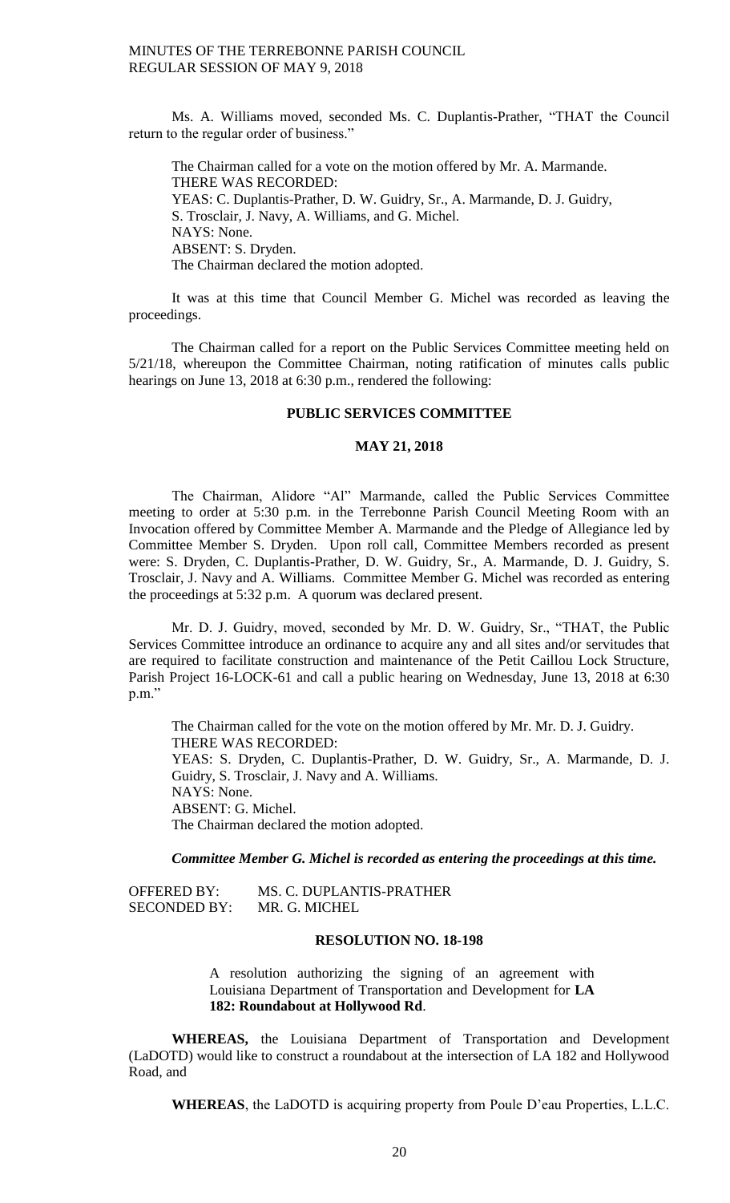Ms. A. Williams moved, seconded Ms. C. Duplantis-Prather, "THAT the Council return to the regular order of business."

The Chairman called for a vote on the motion offered by Mr. A. Marmande.
THERE WAS RECORDED:
YEAS: C. Duplantis-Prather, D. W. Guidry, Sr., A. Marmande, D. J. Guidry, S. Trosclair, J. Navy, A. Williams, and G. Michel.
NAYS: None.
ABSENT: S. Dryden.
The Chairman declared the motion adopted.

It was at this time that Council Member G. Michel was recorded as leaving the proceedings.

The Chairman called for a report on the Public Services Committee meeting held on 5/21/18, whereupon the Committee Chairman, noting ratification of minutes calls public hearings on June 13, 2018 at 6:30 p.m., rendered the following:

**PUBLIC SERVICES COMMITTEE**

**MAY 21, 2018**

The Chairman, Alidore "Al" Marmande, called the Public Services Committee meeting to order at 5:30 p.m. in the Terrebonne Parish Council Meeting Room with an Invocation offered by Committee Member A. Marmande and the Pledge of Allegiance led by Committee Member S. Dryden. Upon roll call, Committee Members recorded as present were: S. Dryden, C. Duplantis-Prather, D. W. Guidry, Sr., A. Marmande, D. J. Guidry, S. Trosclair, J. Navy and A. Williams. Committee Member G. Michel was recorded as entering the proceedings at 5:32 p.m. A quorum was declared present.

Mr. D. J. Guidry, moved, seconded by Mr. D. W. Guidry, Sr., "THAT, the Public Services Committee introduce an ordinance to acquire any and all sites and/or servitudes that are required to facilitate construction and maintenance of the Petit Caillou Lock Structure, Parish Project 16-LOCK-61 and call a public hearing on Wednesday, June 13, 2018 at 6:30 p.m."

The Chairman called for the vote on the motion offered by Mr. Mr. D. J. Guidry.
THERE WAS RECORDED:
YEAS: S. Dryden, C. Duplantis-Prather, D. W. Guidry, Sr., A. Marmande, D. J. Guidry, S. Trosclair, J. Navy and A. Williams.
NAYS: None.
ABSENT: G. Michel.
The Chairman declared the motion adopted.

***Committee Member G. Michel is recorded as entering the proceedings at this time.***

OFFERED BY: MS. C. DUPLANTIS-PRATHER
SECONDED BY: MR. G. MICHEL

**RESOLUTION NO. 18-198**

A resolution authorizing the signing of an agreement with Louisiana Department of Transportation and Development for **LA 182: Roundabout at Hollywood Rd**.

**WHEREAS,** the Louisiana Department of Transportation and Development (LaDOTD) would like to construct a roundabout at the intersection of LA 182 and Hollywood Road, and

**WHEREAS**, the LaDOTD is acquiring property from Poule D'eau Properties, L.L.C.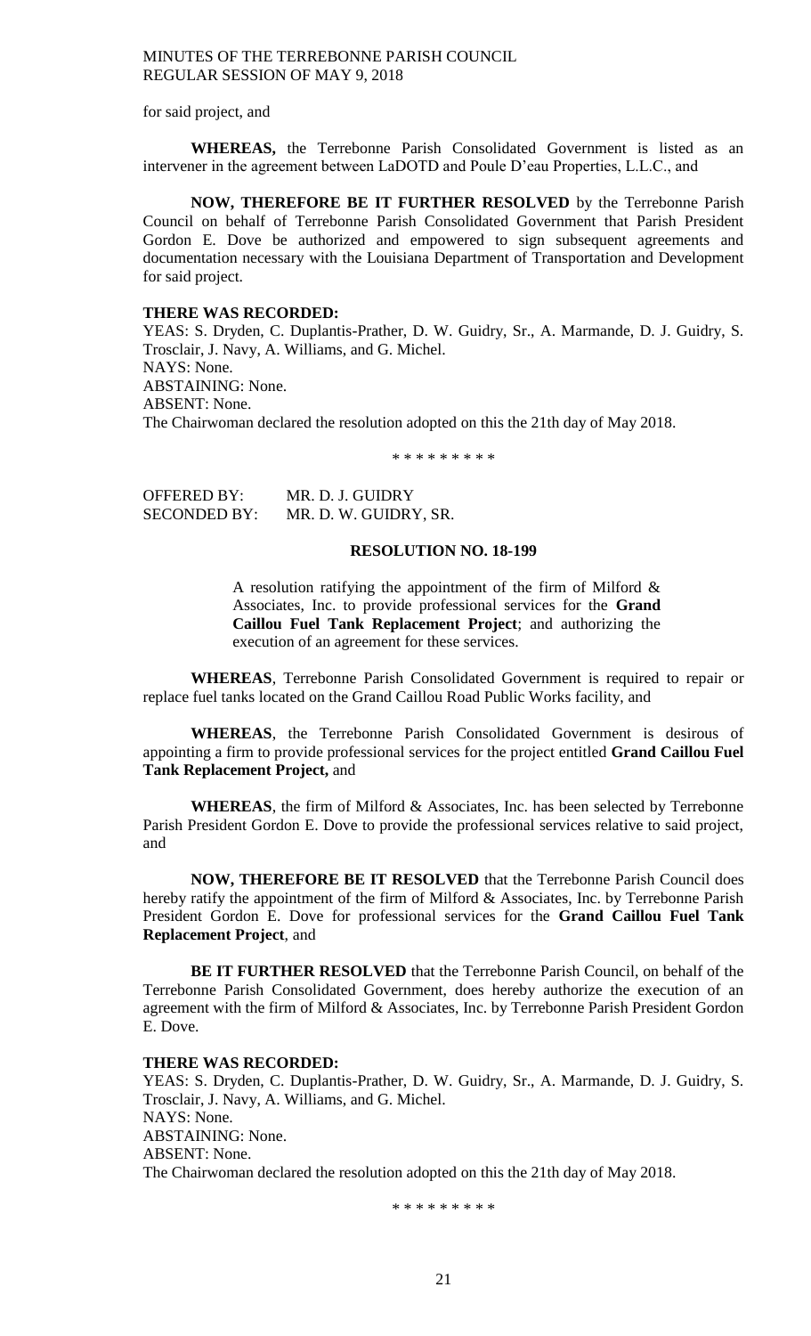for said project, and

**WHEREAS,** the Terrebonne Parish Consolidated Government is listed as an intervener in the agreement between LaDOTD and Poule D'eau Properties, L.L.C., and

**NOW, THEREFORE BE IT FURTHER RESOLVED** by the Terrebonne Parish Council on behalf of Terrebonne Parish Consolidated Government that Parish President Gordon E. Dove be authorized and empowered to sign subsequent agreements and documentation necessary with the Louisiana Department of Transportation and Development for said project.

**THERE WAS RECORDED:**

YEAS: S. Dryden, C. Duplantis-Prather, D. W. Guidry, Sr., A. Marmande, D. J. Guidry, S. Trosclair, J. Navy, A. Williams, and G. Michel.
NAYS: None.
ABSTAINING: None.
ABSENT: None.
The Chairwoman declared the resolution adopted on this the 21th day of May 2018.

\* \* \* \* \* \* \* \* \*

OFFERED BY: MR. D. J. GUIDRY
SECONDED BY: MR. D. W. GUIDRY, SR.

**RESOLUTION NO. 18-199**

A resolution ratifying the appointment of the firm of Milford & Associates, Inc. to provide professional services for the **Grand Caillou Fuel Tank Replacement Project**; and authorizing the execution of an agreement for these services.

**WHEREAS**, Terrebonne Parish Consolidated Government is required to repair or replace fuel tanks located on the Grand Caillou Road Public Works facility, and

**WHEREAS**, the Terrebonne Parish Consolidated Government is desirous of appointing a firm to provide professional services for the project entitled **Grand Caillou Fuel Tank Replacement Project,** and

**WHEREAS**, the firm of Milford & Associates, Inc. has been selected by Terrebonne Parish President Gordon E. Dove to provide the professional services relative to said project, and

**NOW, THEREFORE BE IT RESOLVED** that the Terrebonne Parish Council does hereby ratify the appointment of the firm of Milford & Associates, Inc. by Terrebonne Parish President Gordon E. Dove for professional services for the **Grand Caillou Fuel Tank Replacement Project**, and

**BE IT FURTHER RESOLVED** that the Terrebonne Parish Council, on behalf of the Terrebonne Parish Consolidated Government, does hereby authorize the execution of an agreement with the firm of Milford & Associates, Inc. by Terrebonne Parish President Gordon E. Dove.

**THERE WAS RECORDED:**

YEAS: S. Dryden, C. Duplantis-Prather, D. W. Guidry, Sr., A. Marmande, D. J. Guidry, S. Trosclair, J. Navy, A. Williams, and G. Michel.
NAYS: None.
ABSTAINING: None.
ABSENT: None.
The Chairwoman declared the resolution adopted on this the 21th day of May 2018.

\* \* \* \* \* \* \* \* \*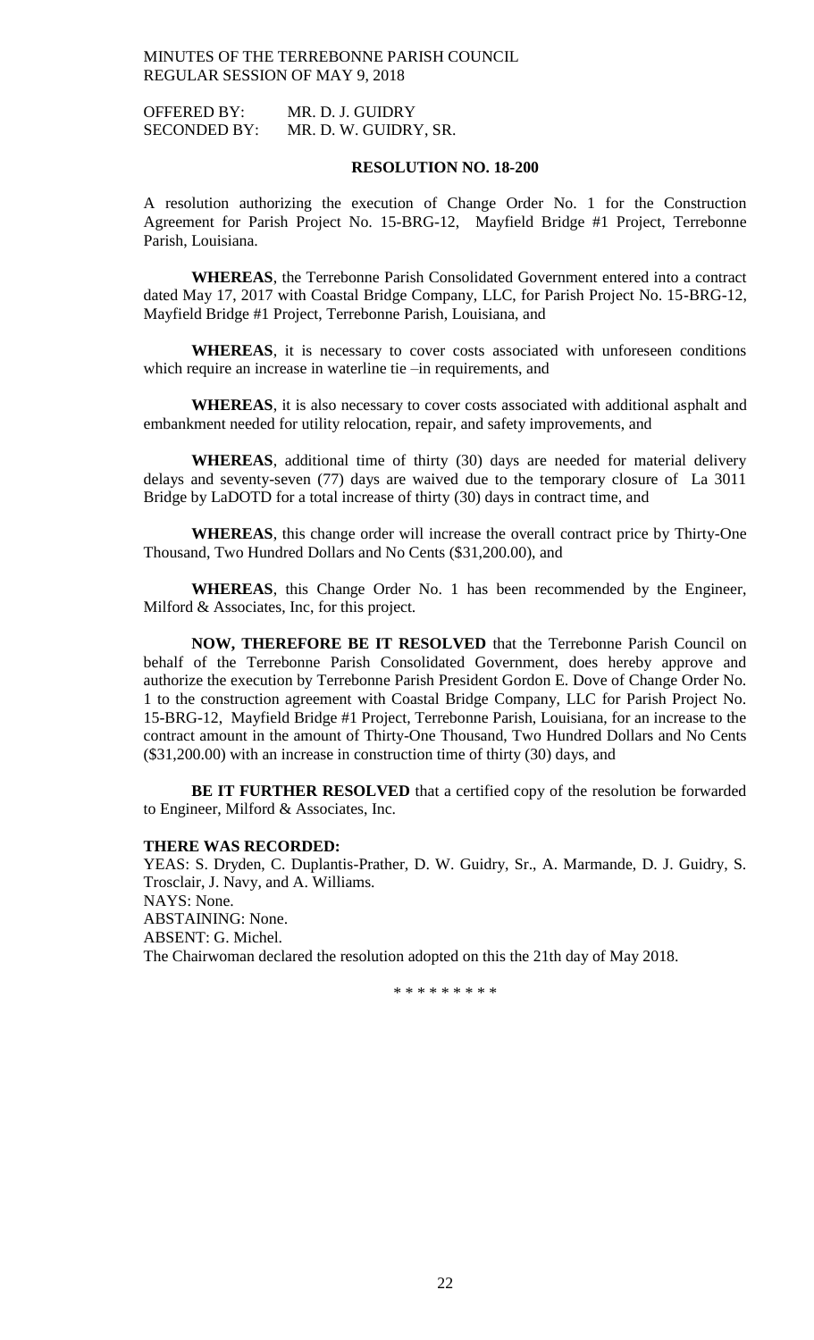OFFERED BY: MR. D. J. GUIDRY
SECONDED BY: MR. D. W. GUIDRY, SR.

**RESOLUTION NO. 18-200**

A resolution authorizing the execution of Change Order No. 1 for the Construction Agreement for Parish Project No. 15-BRG-12, Mayfield Bridge #1 Project, Terrebonne Parish, Louisiana.

**WHEREAS**, the Terrebonne Parish Consolidated Government entered into a contract dated May 17, 2017 with Coastal Bridge Company, LLC, for Parish Project No. 15-BRG-12, Mayfield Bridge #1 Project, Terrebonne Parish, Louisiana, and

**WHEREAS**, it is necessary to cover costs associated with unforeseen conditions which require an increase in waterline tie –in requirements, and

**WHEREAS**, it is also necessary to cover costs associated with additional asphalt and embankment needed for utility relocation, repair, and safety improvements, and

**WHEREAS**, additional time of thirty (30) days are needed for material delivery delays and seventy-seven (77) days are waived due to the temporary closure of La 3011 Bridge by LaDOTD for a total increase of thirty (30) days in contract time, and

**WHEREAS**, this change order will increase the overall contract price by Thirty-One Thousand, Two Hundred Dollars and No Cents ($31,200.00), and

**WHEREAS**, this Change Order No. 1 has been recommended by the Engineer, Milford & Associates, Inc, for this project.

**NOW, THEREFORE BE IT RESOLVED** that the Terrebonne Parish Council on behalf of the Terrebonne Parish Consolidated Government, does hereby approve and authorize the execution by Terrebonne Parish President Gordon E. Dove of Change Order No. 1 to the construction agreement with Coastal Bridge Company, LLC for Parish Project No. 15-BRG-12, Mayfield Bridge #1 Project, Terrebonne Parish, Louisiana, for an increase to the contract amount in the amount of Thirty-One Thousand, Two Hundred Dollars and No Cents ($31,200.00) with an increase in construction time of thirty (30) days, and

**BE IT FURTHER RESOLVED** that a certified copy of the resolution be forwarded to Engineer, Milford & Associates, Inc.

**THERE WAS RECORDED:**
YEAS: S. Dryden, C. Duplantis-Prather, D. W. Guidry, Sr., A. Marmande, D. J. Guidry, S. Trosclair, J. Navy, and A. Williams.
NAYS: None.
ABSTAINING: None.
ABSENT: G. Michel.
The Chairwoman declared the resolution adopted on this the 21th day of May 2018.

\* \* \* \* \* \* \* \* \*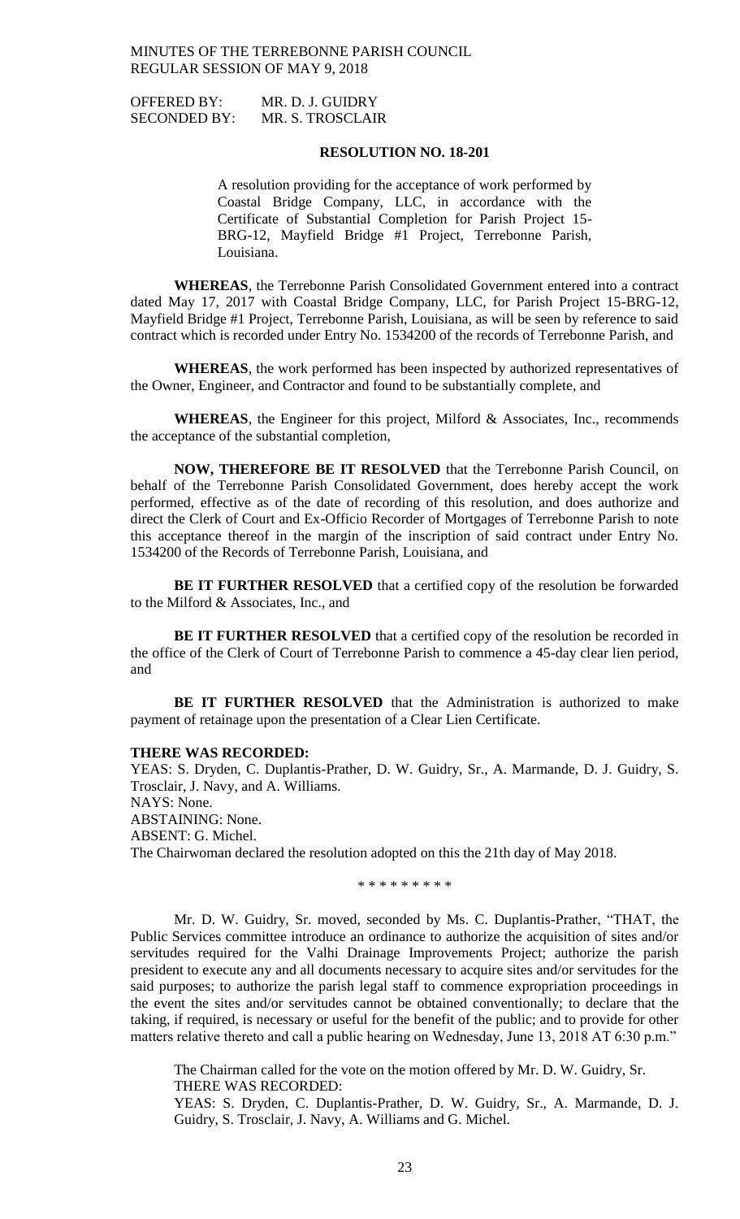OFFERED BY: MR. D. J. GUIDRY
SECONDED BY: MR. S. TROSCLAIR

**RESOLUTION NO. 18-201**

A resolution providing for the acceptance of work performed by Coastal Bridge Company, LLC, in accordance with the Certificate of Substantial Completion for Parish Project 15-BRG-12, Mayfield Bridge #1 Project, Terrebonne Parish, Louisiana.

**WHEREAS**, the Terrebonne Parish Consolidated Government entered into a contract dated May 17, 2017 with Coastal Bridge Company, LLC, for Parish Project 15-BRG-12, Mayfield Bridge #1 Project, Terrebonne Parish, Louisiana, as will be seen by reference to said contract which is recorded under Entry No. 1534200 of the records of Terrebonne Parish, and

**WHEREAS**, the work performed has been inspected by authorized representatives of the Owner, Engineer, and Contractor and found to be substantially complete, and

**WHEREAS**, the Engineer for this project, Milford & Associates, Inc., recommends the acceptance of the substantial completion,

**NOW, THEREFORE BE IT RESOLVED** that the Terrebonne Parish Council, on behalf of the Terrebonne Parish Consolidated Government, does hereby accept the work performed, effective as of the date of recording of this resolution, and does authorize and direct the Clerk of Court and Ex-Officio Recorder of Mortgages of Terrebonne Parish to note this acceptance thereof in the margin of the inscription of said contract under Entry No. 1534200 of the Records of Terrebonne Parish, Louisiana, and

**BE IT FURTHER RESOLVED** that a certified copy of the resolution be forwarded to the Milford & Associates, Inc., and

**BE IT FURTHER RESOLVED** that a certified copy of the resolution be recorded in the office of the Clerk of Court of Terrebonne Parish to commence a 45-day clear lien period, and

**BE IT FURTHER RESOLVED** that the Administration is authorized to make payment of retainage upon the presentation of a Clear Lien Certificate.

**THERE WAS RECORDED:**
YEAS: S. Dryden, C. Duplantis-Prather, D. W. Guidry, Sr., A. Marmande, D. J. Guidry, S. Trosclair, J. Navy, and A. Williams.
NAYS: None.
ABSTAINING: None.
ABSENT: G. Michel.
The Chairwoman declared the resolution adopted on this the 21th day of May 2018.

\* \* \* \* \* \* \* \* \*

Mr. D. W. Guidry, Sr. moved, seconded by Ms. C. Duplantis-Prather, "THAT, the Public Services committee introduce an ordinance to authorize the acquisition of sites and/or servitudes required for the Valhi Drainage Improvements Project; authorize the parish president to execute any and all documents necessary to acquire sites and/or servitudes for the said purposes; to authorize the parish legal staff to commence expropriation proceedings in the event the sites and/or servitudes cannot be obtained conventionally; to declare that the taking, if required, is necessary or useful for the benefit of the public; and to provide for other matters relative thereto and call a public hearing on Wednesday, June 13, 2018 AT 6:30 p.m."

The Chairman called for the vote on the motion offered by Mr. D. W. Guidry, Sr.
THERE WAS RECORDED:
YEAS: S. Dryden, C. Duplantis-Prather, D. W. Guidry, Sr., A. Marmande, D. J. Guidry, S. Trosclair, J. Navy, A. Williams and G. Michel.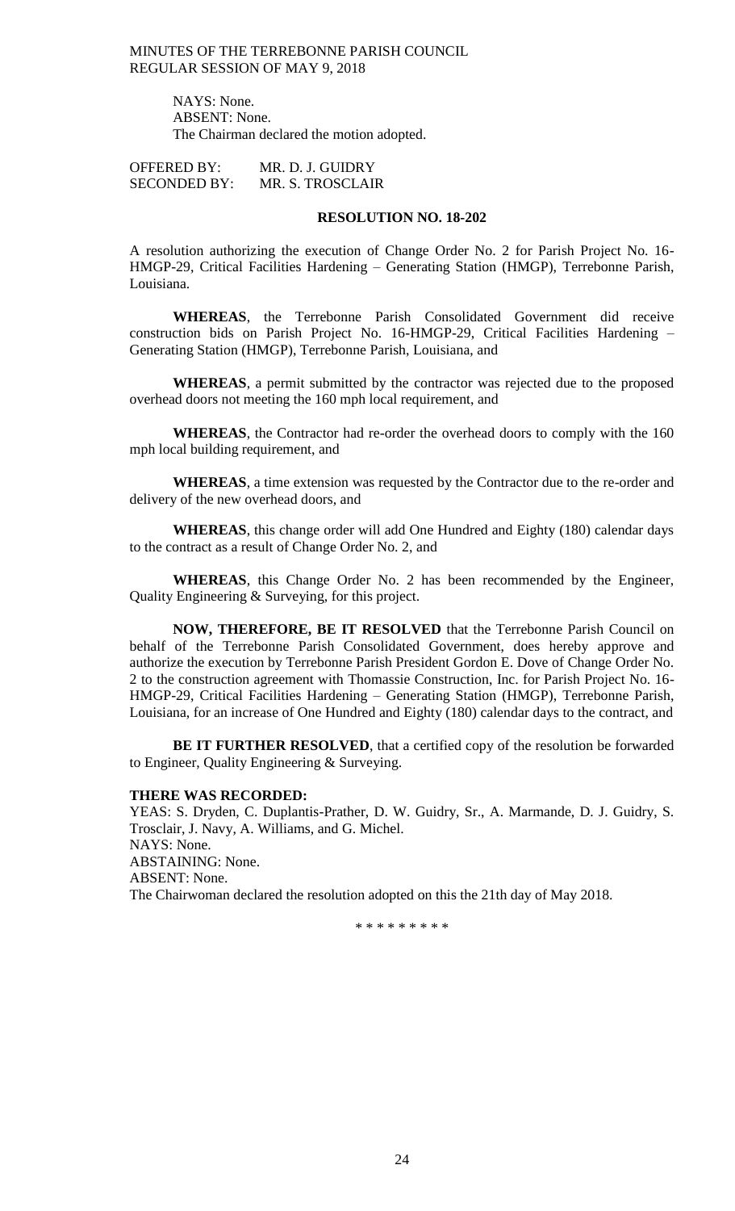NAYS: None.
ABSENT: None.
The Chairman declared the motion adopted.

OFFERED BY: MR. D. J. GUIDRY
SECONDED BY: MR. S. TROSCLAIR

**RESOLUTION NO. 18-202**

A resolution authorizing the execution of Change Order No. 2 for Parish Project No. 16-HMGP-29, Critical Facilities Hardening – Generating Station (HMGP), Terrebonne Parish, Louisiana.

**WHEREAS**, the Terrebonne Parish Consolidated Government did receive construction bids on Parish Project No. 16-HMGP-29, Critical Facilities Hardening – Generating Station (HMGP), Terrebonne Parish, Louisiana, and

**WHEREAS**, a permit submitted by the contractor was rejected due to the proposed overhead doors not meeting the 160 mph local requirement, and

**WHEREAS**, the Contractor had re-order the overhead doors to comply with the 160 mph local building requirement, and

**WHEREAS**, a time extension was requested by the Contractor due to the re-order and delivery of the new overhead doors, and

**WHEREAS**, this change order will add One Hundred and Eighty (180) calendar days to the contract as a result of Change Order No. 2, and

**WHEREAS**, this Change Order No. 2 has been recommended by the Engineer, Quality Engineering & Surveying, for this project.

**NOW, THEREFORE, BE IT RESOLVED** that the Terrebonne Parish Council on behalf of the Terrebonne Parish Consolidated Government, does hereby approve and authorize the execution by Terrebonne Parish President Gordon E. Dove of Change Order No. 2 to the construction agreement with Thomassie Construction, Inc. for Parish Project No. 16-HMGP-29, Critical Facilities Hardening – Generating Station (HMGP), Terrebonne Parish, Louisiana, for an increase of One Hundred and Eighty (180) calendar days to the contract, and

**BE IT FURTHER RESOLVED**, that a certified copy of the resolution be forwarded to Engineer, Quality Engineering & Surveying.

**THERE WAS RECORDED:**
YEAS: S. Dryden, C. Duplantis-Prather, D. W. Guidry, Sr., A. Marmande, D. J. Guidry, S. Trosclair, J. Navy, A. Williams, and G. Michel.
NAYS: None.
ABSTAINING: None.
ABSENT: None.
The Chairwoman declared the resolution adopted on this the 21th day of May 2018.

\* \* \* \* \* \* \* \* \*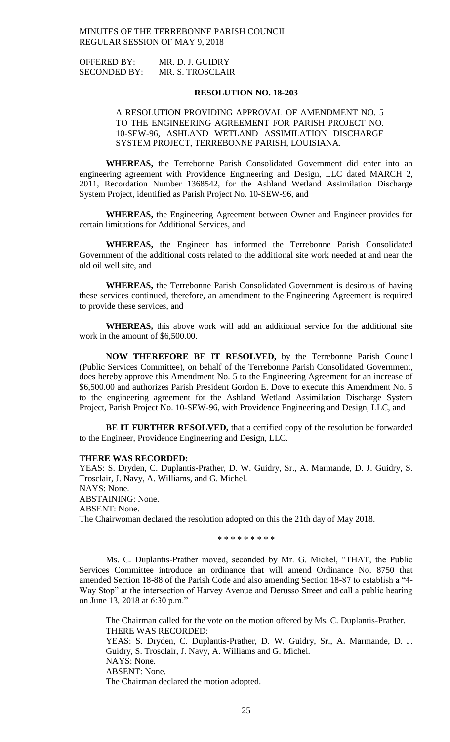OFFERED BY: MR. D. J. GUIDRY
SECONDED BY: MR. S. TROSCLAIR

**RESOLUTION NO. 18-203**

A RESOLUTION PROVIDING APPROVAL OF AMENDMENT NO. 5 TO THE ENGINEERING AGREEMENT FOR PARISH PROJECT NO. 10-SEW-96, ASHLAND WETLAND ASSIMILATION DISCHARGE SYSTEM PROJECT, TERREBONNE PARISH, LOUISIANA.

**WHEREAS,** the Terrebonne Parish Consolidated Government did enter into an engineering agreement with Providence Engineering and Design, LLC dated MARCH 2, 2011, Recordation Number 1368542, for the Ashland Wetland Assimilation Discharge System Project, identified as Parish Project No. 10-SEW-96, and

**WHEREAS,** the Engineering Agreement between Owner and Engineer provides for certain limitations for Additional Services, and

**WHEREAS,** the Engineer has informed the Terrebonne Parish Consolidated Government of the additional costs related to the additional site work needed at and near the old oil well site, and

**WHEREAS,** the Terrebonne Parish Consolidated Government is desirous of having these services continued, therefore, an amendment to the Engineering Agreement is required to provide these services, and

**WHEREAS,** this above work will add an additional service for the additional site work in the amount of $6,500.00.

**NOW THEREFORE BE IT RESOLVED,** by the Terrebonne Parish Council (Public Services Committee), on behalf of the Terrebonne Parish Consolidated Government, does hereby approve this Amendment No. 5 to the Engineering Agreement for an increase of $6,500.00 and authorizes Parish President Gordon E. Dove to execute this Amendment No. 5 to the engineering agreement for the Ashland Wetland Assimilation Discharge System Project, Parish Project No. 10-SEW-96, with Providence Engineering and Design, LLC, and

**BE IT FURTHER RESOLVED,** that a certified copy of the resolution be forwarded to the Engineer, Providence Engineering and Design, LLC.

**THERE WAS RECORDED:**
YEAS: S. Dryden, C. Duplantis-Prather, D. W. Guidry, Sr., A. Marmande, D. J. Guidry, S. Trosclair, J. Navy, A. Williams, and G. Michel.
NAYS: None.
ABSTAINING: None.
ABSENT: None.
The Chairwoman declared the resolution adopted on this the 21th day of May 2018.

\* \* \* \* \* \* \* \* \*

Ms. C. Duplantis-Prather moved, seconded by Mr. G. Michel, "THAT, the Public Services Committee introduce an ordinance that will amend Ordinance No. 8750 that amended Section 18-88 of the Parish Code and also amending Section 18-87 to establish a "4-Way Stop" at the intersection of Harvey Avenue and Derusso Street and call a public hearing on June 13, 2018 at 6:30 p.m."

The Chairman called for the vote on the motion offered by Ms. C. Duplantis-Prather.
THERE WAS RECORDED:
YEAS: S. Dryden, C. Duplantis-Prather, D. W. Guidry, Sr., A. Marmande, D. J. Guidry, S. Trosclair, J. Navy, A. Williams and G. Michel.
NAYS: None.
ABSENT: None.
The Chairman declared the motion adopted.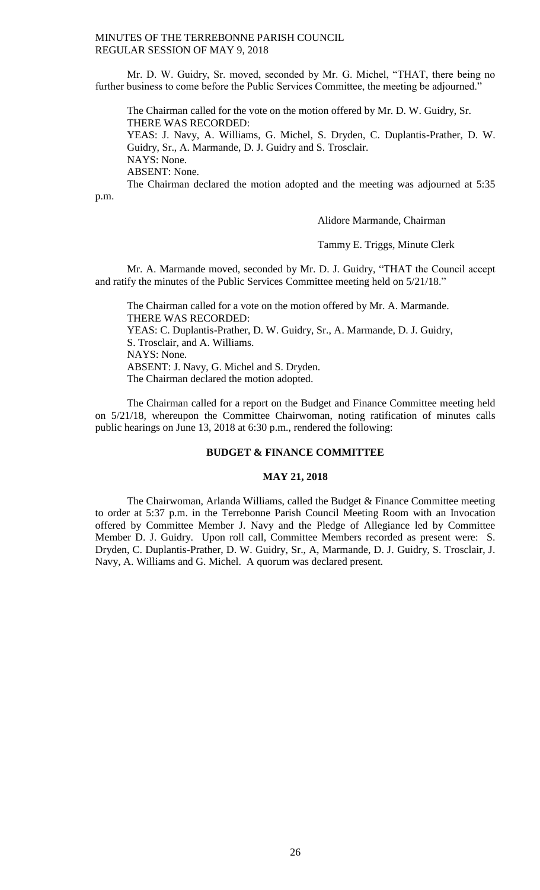Mr. D. W. Guidry, Sr. moved, seconded by Mr. G. Michel, "THAT, there being no further business to come before the Public Services Committee, the meeting be adjourned."

The Chairman called for the vote on the motion offered by Mr. D. W. Guidry, Sr.
THERE WAS RECORDED:
YEAS: J. Navy, A. Williams, G. Michel, S. Dryden, C. Duplantis-Prather, D. W. Guidry, Sr., A. Marmande, D. J. Guidry and S. Trosclair.
NAYS: None.
ABSENT: None.
The Chairman declared the motion adopted and the meeting was adjourned at 5:35 p.m.

Alidore Marmande, Chairman

Tammy E. Triggs, Minute Clerk

Mr. A. Marmande moved, seconded by Mr. D. J. Guidry, "THAT the Council accept and ratify the minutes of the Public Services Committee meeting held on 5/21/18."

The Chairman called for a vote on the motion offered by Mr. A. Marmande.
THERE WAS RECORDED:
YEAS: C. Duplantis-Prather, D. W. Guidry, Sr., A. Marmande, D. J. Guidry, S. Trosclair, and A. Williams.
NAYS: None.
ABSENT: J. Navy, G. Michel and S. Dryden.
The Chairman declared the motion adopted.

The Chairman called for a report on the Budget and Finance Committee meeting held on 5/21/18, whereupon the Committee Chairwoman, noting ratification of minutes calls public hearings on June 13, 2018 at 6:30 p.m., rendered the following:

## BUDGET & FINANCE COMMITTEE

## MAY 21, 2018

The Chairwoman, Arlanda Williams, called the Budget & Finance Committee meeting to order at 5:37 p.m. in the Terrebonne Parish Council Meeting Room with an Invocation offered by Committee Member J. Navy and the Pledge of Allegiance led by Committee Member D. J. Guidry. Upon roll call, Committee Members recorded as present were: S. Dryden, C. Duplantis-Prather, D. W. Guidry, Sr., A, Marmande, D. J. Guidry, S. Trosclair, J. Navy, A. Williams and G. Michel. A quorum was declared present.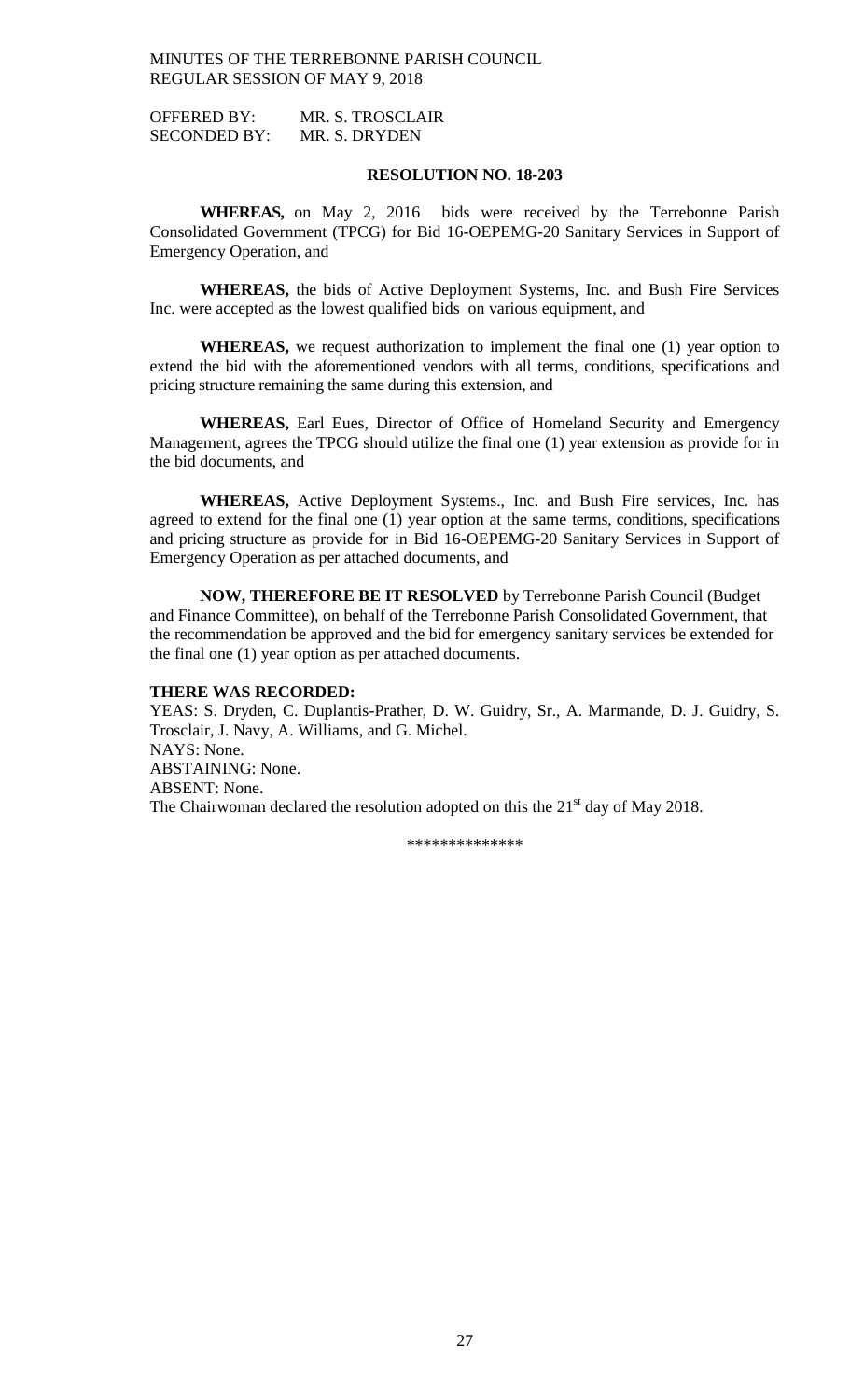OFFERED BY: MR. S. TROSCLAIR
SECONDED BY: MR. S. DRYDEN

**RESOLUTION NO. 18-203**

**WHEREAS,** on May 2, 2016 bids were received by the Terrebonne Parish Consolidated Government (TPCG) for Bid 16-OEPEMG-20 Sanitary Services in Support of Emergency Operation, and

**WHEREAS,** the bids of Active Deployment Systems, Inc. and Bush Fire Services Inc. were accepted as the lowest qualified bids on various equipment, and

**WHEREAS,** we request authorization to implement the final one (1) year option to extend the bid with the aforementioned vendors with all terms, conditions, specifications and pricing structure remaining the same during this extension, and

**WHEREAS,** Earl Eues, Director of Office of Homeland Security and Emergency Management, agrees the TPCG should utilize the final one (1) year extension as provide for in the bid documents, and

**WHEREAS,** Active Deployment Systems., Inc. and Bush Fire services, Inc. has agreed to extend for the final one (1) year option at the same terms, conditions, specifications and pricing structure as provide for in Bid 16-OEPEMG-20 Sanitary Services in Support of Emergency Operation as per attached documents, and

**NOW, THEREFORE BE IT RESOLVED** by Terrebonne Parish Council (Budget and Finance Committee), on behalf of the Terrebonne Parish Consolidated Government, that the recommendation be approved and the bid for emergency sanitary services be extended for the final one (1) year option as per attached documents.

**THERE WAS RECORDED:**
YEAS: S. Dryden, C. Duplantis-Prather, D. W. Guidry, Sr., A. Marmande, D. J. Guidry, S. Trosclair, J. Navy, A. Williams, and G. Michel.
NAYS: None.
ABSTAINING: None.
ABSENT: None.
The Chairwoman declared the resolution adopted on this the 21st day of May 2018.

\*\*\*\*\*\*\*\*\*\*\*\*\*\*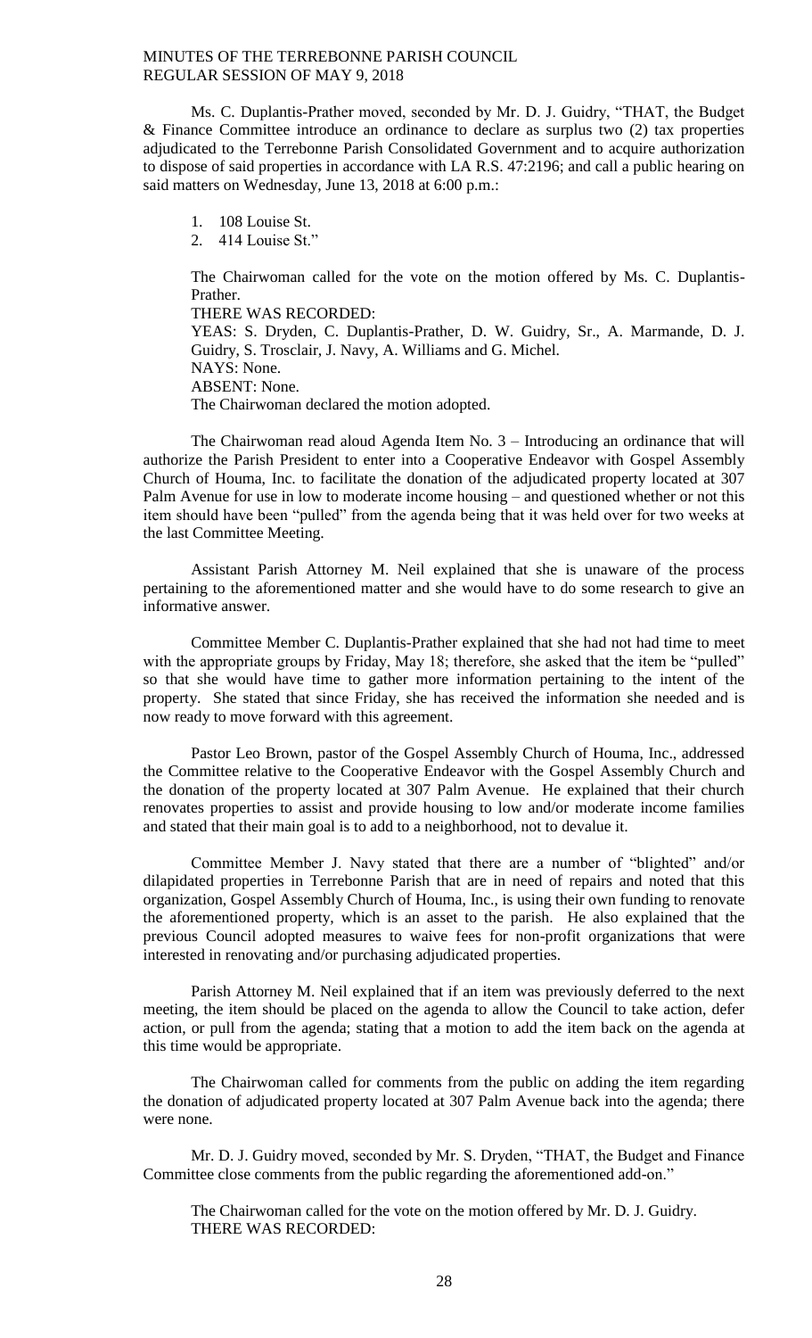Ms. C. Duplantis-Prather moved, seconded by Mr. D. J. Guidry, "THAT, the Budget & Finance Committee introduce an ordinance to declare as surplus two (2) tax properties adjudicated to the Terrebonne Parish Consolidated Government and to acquire authorization to dispose of said properties in accordance with LA R.S. 47:2196; and call a public hearing on said matters on Wednesday, June 13, 2018 at 6:00 p.m.:

1. 108 Louise St.
2. 414 Louise St."

The Chairwoman called for the vote on the motion offered by Ms. C. Duplantis-Prather.
THERE WAS RECORDED:
YEAS: S. Dryden, C. Duplantis-Prather, D. W. Guidry, Sr., A. Marmande, D. J. Guidry, S. Trosclair, J. Navy, A. Williams and G. Michel.
NAYS: None.
ABSENT: None.
The Chairwoman declared the motion adopted.

The Chairwoman read aloud Agenda Item No. 3 – Introducing an ordinance that will authorize the Parish President to enter into a Cooperative Endeavor with Gospel Assembly Church of Houma, Inc. to facilitate the donation of the adjudicated property located at 307 Palm Avenue for use in low to moderate income housing – and questioned whether or not this item should have been "pulled" from the agenda being that it was held over for two weeks at the last Committee Meeting.

Assistant Parish Attorney M. Neil explained that she is unaware of the process pertaining to the aforementioned matter and she would have to do some research to give an informative answer.

Committee Member C. Duplantis-Prather explained that she had not had time to meet with the appropriate groups by Friday, May 18; therefore, she asked that the item be "pulled" so that she would have time to gather more information pertaining to the intent of the property. She stated that since Friday, she has received the information she needed and is now ready to move forward with this agreement.

Pastor Leo Brown, pastor of the Gospel Assembly Church of Houma, Inc., addressed the Committee relative to the Cooperative Endeavor with the Gospel Assembly Church and the donation of the property located at 307 Palm Avenue. He explained that their church renovates properties to assist and provide housing to low and/or moderate income families and stated that their main goal is to add to a neighborhood, not to devalue it.

Committee Member J. Navy stated that there are a number of "blighted" and/or dilapidated properties in Terrebonne Parish that are in need of repairs and noted that this organization, Gospel Assembly Church of Houma, Inc., is using their own funding to renovate the aforementioned property, which is an asset to the parish. He also explained that the previous Council adopted measures to waive fees for non-profit organizations that were interested in renovating and/or purchasing adjudicated properties.

Parish Attorney M. Neil explained that if an item was previously deferred to the next meeting, the item should be placed on the agenda to allow the Council to take action, defer action, or pull from the agenda; stating that a motion to add the item back on the agenda at this time would be appropriate.

The Chairwoman called for comments from the public on adding the item regarding the donation of adjudicated property located at 307 Palm Avenue back into the agenda; there were none.

Mr. D. J. Guidry moved, seconded by Mr. S. Dryden, "THAT, the Budget and Finance Committee close comments from the public regarding the aforementioned add-on."

The Chairwoman called for the vote on the motion offered by Mr. D. J. Guidry.
THERE WAS RECORDED: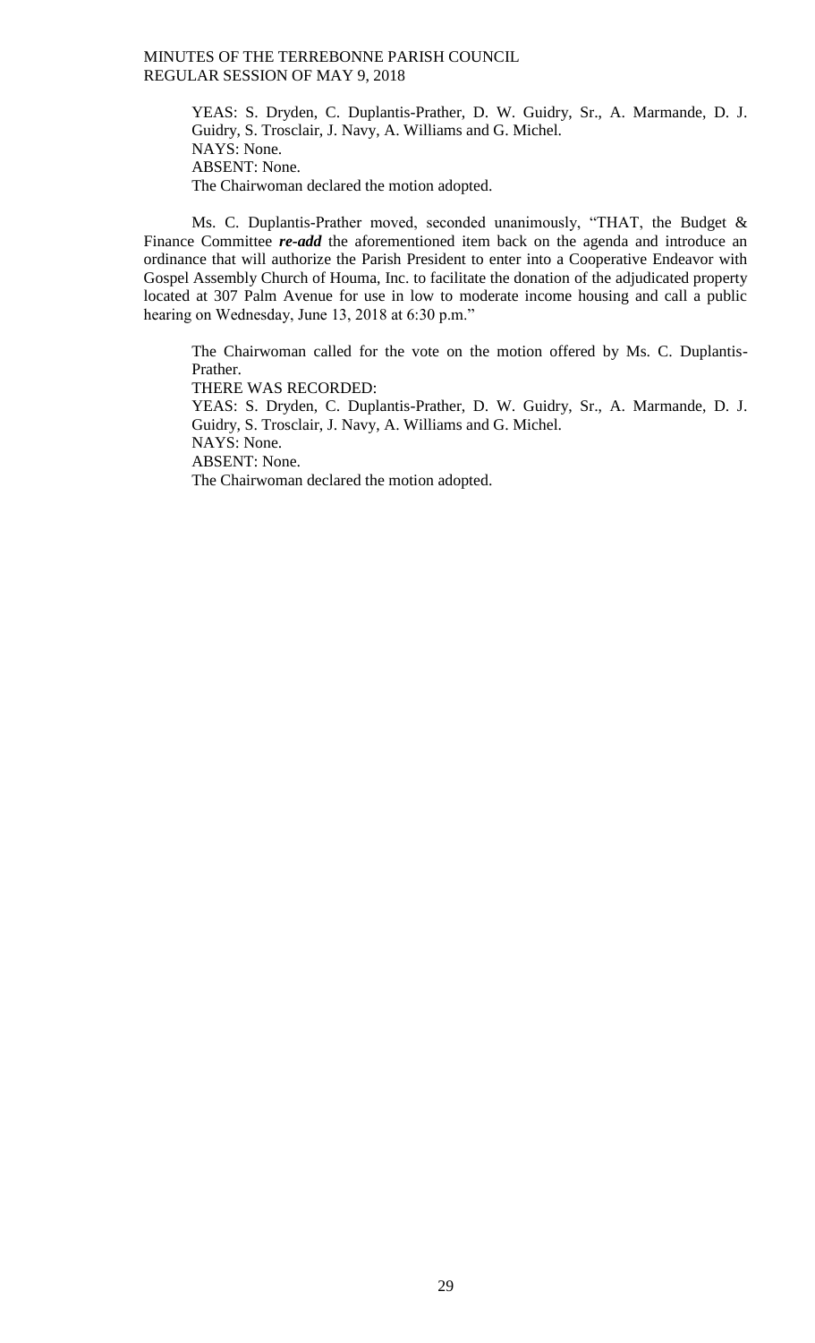YEAS: S. Dryden, C. Duplantis-Prather, D. W. Guidry, Sr., A. Marmande, D. J. Guidry, S. Trosclair, J. Navy, A. Williams and G. Michel.
NAYS: None.
ABSENT: None.
The Chairwoman declared the motion adopted.

Ms. C. Duplantis-Prather moved, seconded unanimously, "THAT, the Budget & Finance Committee ***re-add*** the aforementioned item back on the agenda and introduce an ordinance that will authorize the Parish President to enter into a Cooperative Endeavor with Gospel Assembly Church of Houma, Inc. to facilitate the donation of the adjudicated property located at 307 Palm Avenue for use in low to moderate income housing and call a public hearing on Wednesday, June 13, 2018 at 6:30 p.m."

The Chairwoman called for the vote on the motion offered by Ms. C. Duplantis-Prather.
THERE WAS RECORDED:
YEAS: S. Dryden, C. Duplantis-Prather, D. W. Guidry, Sr., A. Marmande, D. J. Guidry, S. Trosclair, J. Navy, A. Williams and G. Michel.
NAYS: None.
ABSENT: None.
The Chairwoman declared the motion adopted.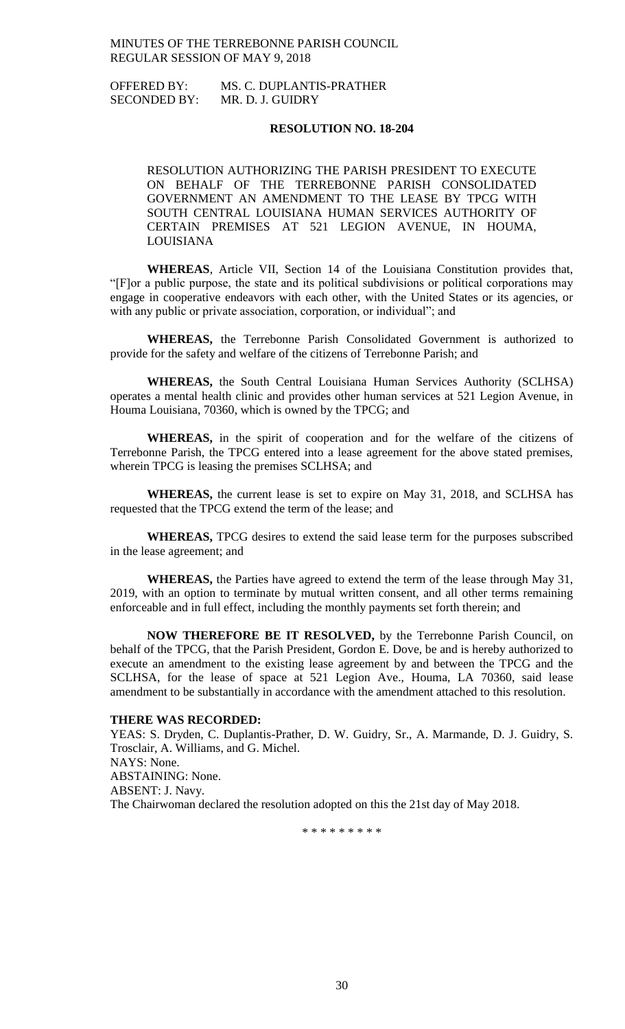OFFERED BY: MS. C. DUPLANTIS-PRATHER
SECONDED BY: MR. D. J. GUIDRY

**RESOLUTION NO. 18-204**

RESOLUTION AUTHORIZING THE PARISH PRESIDENT TO EXECUTE ON BEHALF OF THE TERREBONNE PARISH CONSOLIDATED GOVERNMENT AN AMENDMENT TO THE LEASE BY TPCG WITH SOUTH CENTRAL LOUISIANA HUMAN SERVICES AUTHORITY OF CERTAIN PREMISES AT 521 LEGION AVENUE, IN HOUMA, LOUISIANA

**WHEREAS**, Article VII, Section 14 of the Louisiana Constitution provides that, "[F]or a public purpose, the state and its political subdivisions or political corporations may engage in cooperative endeavors with each other, with the United States or its agencies, or with any public or private association, corporation, or individual"; and

**WHEREAS,** the Terrebonne Parish Consolidated Government is authorized to provide for the safety and welfare of the citizens of Terrebonne Parish; and

**WHEREAS,** the South Central Louisiana Human Services Authority (SCLHSA) operates a mental health clinic and provides other human services at 521 Legion Avenue, in Houma Louisiana, 70360, which is owned by the TPCG; and

**WHEREAS,** in the spirit of cooperation and for the welfare of the citizens of Terrebonne Parish, the TPCG entered into a lease agreement for the above stated premises, wherein TPCG is leasing the premises SCLHSA; and

**WHEREAS,** the current lease is set to expire on May 31, 2018, and SCLHSA has requested that the TPCG extend the term of the lease; and

**WHEREAS,** TPCG desires to extend the said lease term for the purposes subscribed in the lease agreement; and

**WHEREAS,** the Parties have agreed to extend the term of the lease through May 31, 2019, with an option to terminate by mutual written consent, and all other terms remaining enforceable and in full effect, including the monthly payments set forth therein; and

**NOW THEREFORE BE IT RESOLVED,** by the Terrebonne Parish Council, on behalf of the TPCG, that the Parish President, Gordon E. Dove, be and is hereby authorized to execute an amendment to the existing lease agreement by and between the TPCG and the SCLHSA, for the lease of space at 521 Legion Ave., Houma, LA 70360, said lease amendment to be substantially in accordance with the amendment attached to this resolution.

**THERE WAS RECORDED:**

YEAS: S. Dryden, C. Duplantis-Prather, D. W. Guidry, Sr., A. Marmande, D. J. Guidry, S. Trosclair, A. Williams, and G. Michel.
NAYS: None.
ABSTAINING: None.
ABSENT: J. Navy.
The Chairwoman declared the resolution adopted on this the 21st day of May 2018.

\* \* \* \* \* \* \* \* \*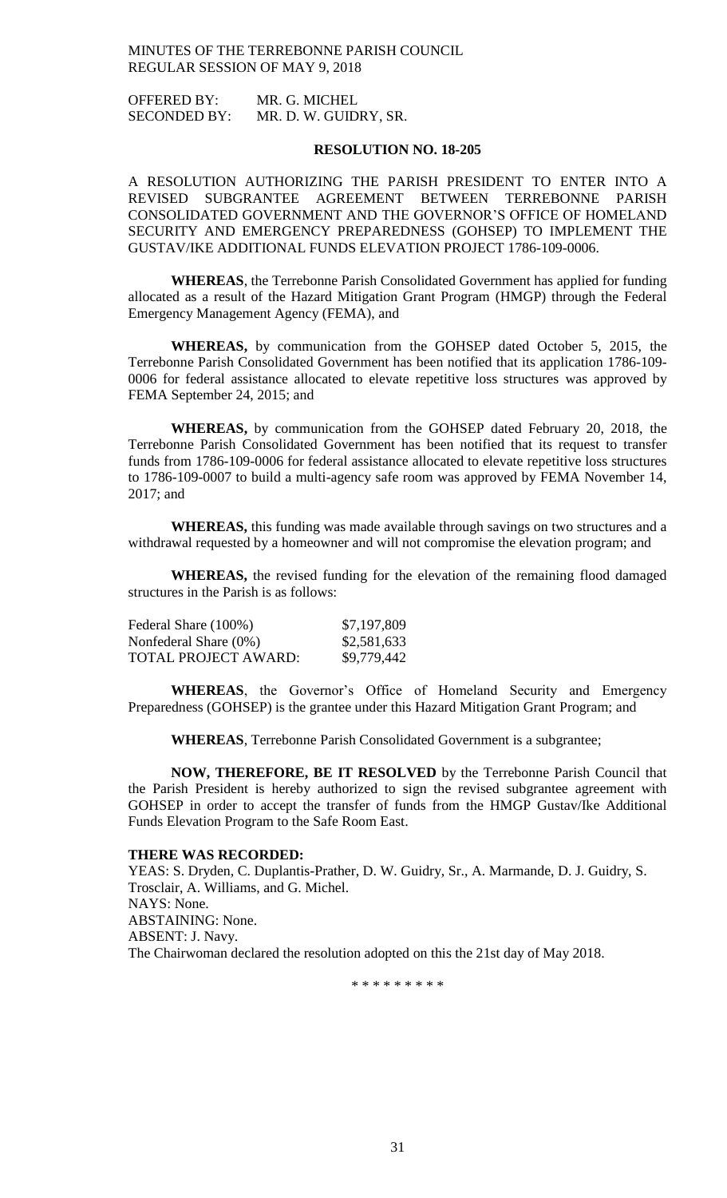OFFERED BY: MR. G. MICHEL
SECONDED BY: MR. D. W. GUIDRY, SR.

**RESOLUTION NO. 18-205**

A RESOLUTION AUTHORIZING THE PARISH PRESIDENT TO ENTER INTO A REVISED SUBGRANTEE AGREEMENT BETWEEN TERREBONNE PARISH CONSOLIDATED GOVERNMENT AND THE GOVERNOR'S OFFICE OF HOMELAND SECURITY AND EMERGENCY PREPAREDNESS (GOHSEP) TO IMPLEMENT THE GUSTAV/IKE ADDITIONAL FUNDS ELEVATION PROJECT 1786-109-0006.

**WHEREAS**, the Terrebonne Parish Consolidated Government has applied for funding allocated as a result of the Hazard Mitigation Grant Program (HMGP) through the Federal Emergency Management Agency (FEMA), and

**WHEREAS,** by communication from the GOHSEP dated October 5, 2015, the Terrebonne Parish Consolidated Government has been notified that its application 1786-109-0006 for federal assistance allocated to elevate repetitive loss structures was approved by FEMA September 24, 2015; and

**WHEREAS,** by communication from the GOHSEP dated February 20, 2018, the Terrebonne Parish Consolidated Government has been notified that its request to transfer funds from 1786-109-0006 for federal assistance allocated to elevate repetitive loss structures to 1786-109-0007 to build a multi-agency safe room was approved by FEMA November 14, 2017; and

**WHEREAS,** this funding was made available through savings on two structures and a withdrawal requested by a homeowner and will not compromise the elevation program; and

**WHEREAS,** the revised funding for the elevation of the remaining flood damaged structures in the Parish is as follows:

| | |
|---|---|
| Federal Share (100%) | \$7,197,809 |
| Nonfederal Share (0%) | \$2,581,633 |
| TOTAL PROJECT AWARD: | \$9,779,442 |

**WHEREAS**, the Governor's Office of Homeland Security and Emergency Preparedness (GOHSEP) is the grantee under this Hazard Mitigation Grant Program; and

**WHEREAS**, Terrebonne Parish Consolidated Government is a subgrantee;

**NOW, THEREFORE, BE IT RESOLVED** by the Terrebonne Parish Council that the Parish President is hereby authorized to sign the revised subgrantee agreement with GOHSEP in order to accept the transfer of funds from the HMGP Gustav/Ike Additional Funds Elevation Program to the Safe Room East.

**THERE WAS RECORDED:**
YEAS: S. Dryden, C. Duplantis-Prather, D. W. Guidry, Sr., A. Marmande, D. J. Guidry, S. Trosclair, A. Williams, and G. Michel.
NAYS: None.
ABSTAINING: None.
ABSENT: J. Navy.
The Chairwoman declared the resolution adopted on this the 21st day of May 2018.

\* \* \* \* \* \* \* \* \*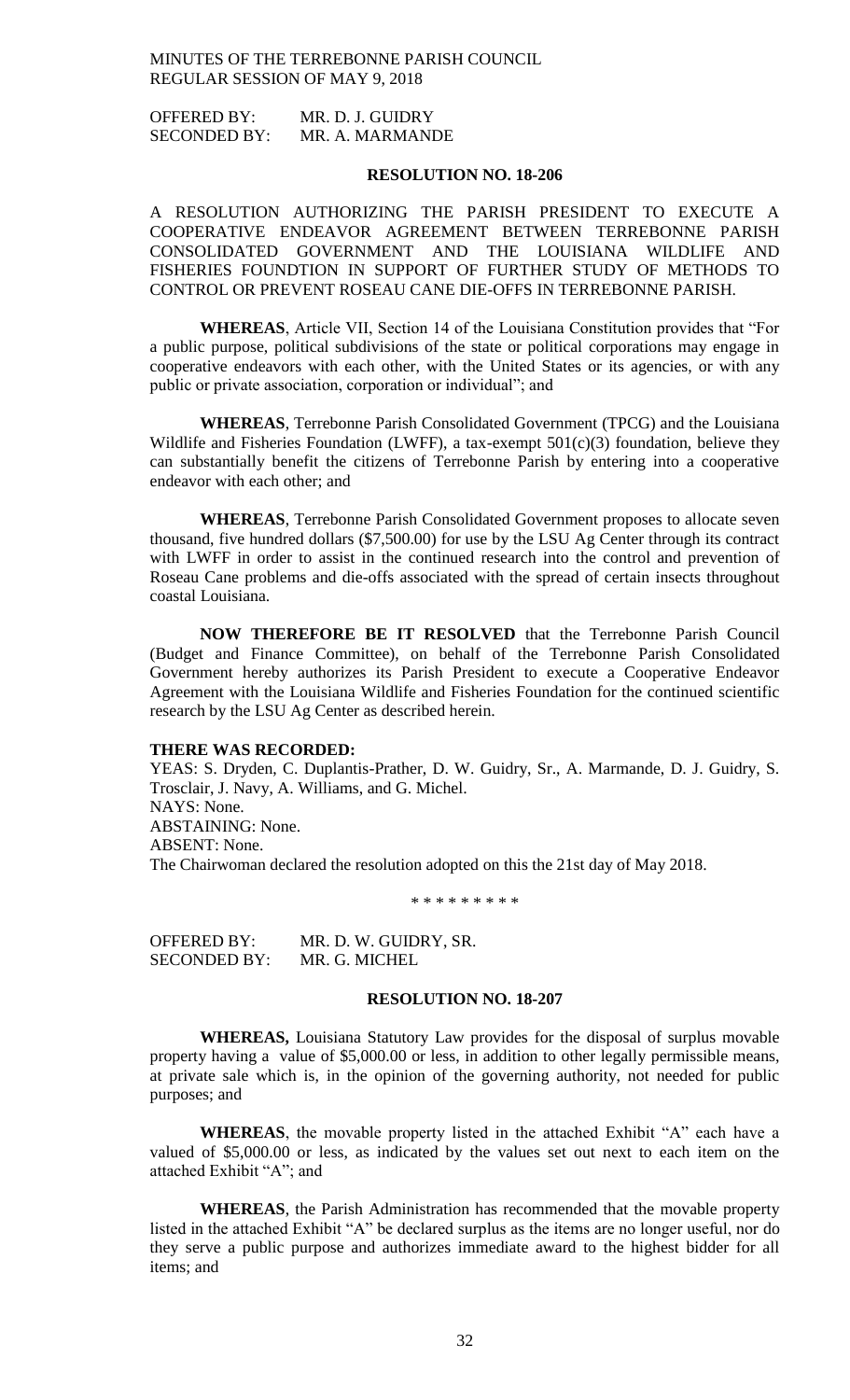OFFERED BY: MR. D. J. GUIDRY
SECONDED BY: MR. A. MARMANDE

**RESOLUTION NO. 18-206**

A RESOLUTION AUTHORIZING THE PARISH PRESIDENT TO EXECUTE A COOPERATIVE ENDEAVOR AGREEMENT BETWEEN TERREBONNE PARISH CONSOLIDATED GOVERNMENT AND THE LOUISIANA WILDLIFE AND FISHERIES FOUNDTION IN SUPPORT OF FURTHER STUDY OF METHODS TO CONTROL OR PREVENT ROSEAU CANE DIE-OFFS IN TERREBONNE PARISH.

**WHEREAS**, Article VII, Section 14 of the Louisiana Constitution provides that "For a public purpose, political subdivisions of the state or political corporations may engage in cooperative endeavors with each other, with the United States or its agencies, or with any public or private association, corporation or individual"; and

**WHEREAS**, Terrebonne Parish Consolidated Government (TPCG) and the Louisiana Wildlife and Fisheries Foundation (LWFF), a tax-exempt 501(c)(3) foundation, believe they can substantially benefit the citizens of Terrebonne Parish by entering into a cooperative endeavor with each other; and

**WHEREAS**, Terrebonne Parish Consolidated Government proposes to allocate seven thousand, five hundred dollars ($7,500.00) for use by the LSU Ag Center through its contract with LWFF in order to assist in the continued research into the control and prevention of Roseau Cane problems and die-offs associated with the spread of certain insects throughout coastal Louisiana.

**NOW THEREFORE BE IT RESOLVED** that the Terrebonne Parish Council (Budget and Finance Committee), on behalf of the Terrebonne Parish Consolidated Government hereby authorizes its Parish President to execute a Cooperative Endeavor Agreement with the Louisiana Wildlife and Fisheries Foundation for the continued scientific research by the LSU Ag Center as described herein.

**THERE WAS RECORDED:**
YEAS: S. Dryden, C. Duplantis-Prather, D. W. Guidry, Sr., A. Marmande, D. J. Guidry, S. Trosclair, J. Navy, A. Williams, and G. Michel.
NAYS: None.
ABSTAINING: None.
ABSENT: None.
The Chairwoman declared the resolution adopted on this the 21st day of May 2018.

\* \* \* \* \* \* \* \* \*

OFFERED BY: MR. D. W. GUIDRY, SR.
SECONDED BY: MR. G. MICHEL

**RESOLUTION NO. 18-207**

**WHEREAS,** Louisiana Statutory Law provides for the disposal of surplus movable property having a value of $5,000.00 or less, in addition to other legally permissible means, at private sale which is, in the opinion of the governing authority, not needed for public purposes; and

**WHEREAS**, the movable property listed in the attached Exhibit "A" each have a valued of $5,000.00 or less, as indicated by the values set out next to each item on the attached Exhibit "A"; and

**WHEREAS**, the Parish Administration has recommended that the movable property listed in the attached Exhibit "A" be declared surplus as the items are no longer useful, nor do they serve a public purpose and authorizes immediate award to the highest bidder for all items; and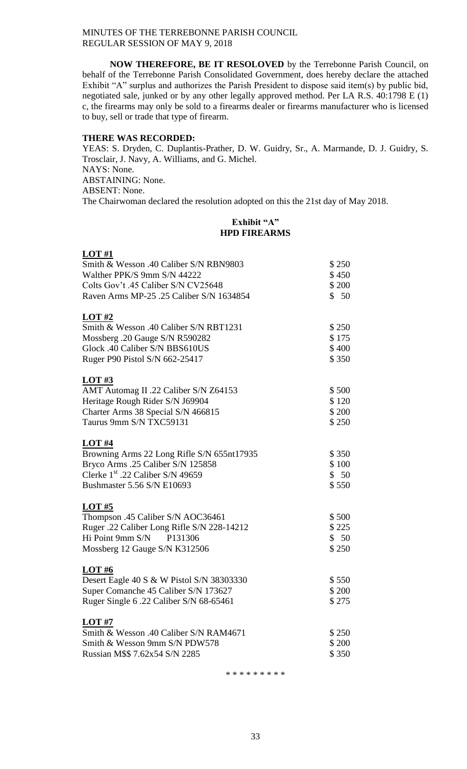**NOW THEREFORE, BE IT RESOLOVED** by the Terrebonne Parish Council, on behalf of the Terrebonne Parish Consolidated Government, does hereby declare the attached Exhibit "A" surplus and authorizes the Parish President to dispose said item(s) by public bid, negotiated sale, junked or by any other legally approved method. Per LA R.S. 40:1798 E (1) c, the firearms may only be sold to a firearms dealer or firearms manufacturer who is licensed to buy, sell or trade that type of firearm.

**THERE WAS RECORDED:**

YEAS: S. Dryden, C. Duplantis-Prather, D. W. Guidry, Sr., A. Marmande, D. J. Guidry, S. Trosclair, J. Navy, A. Williams, and G. Michel.
NAYS: None.
ABSTAINING: None.
ABSENT: None.
The Chairwoman declared the resolution adopted on this the 21st day of May 2018.

**Exhibit "A"**
**HPD FIREARMS**

**LOT #1**

| | |
|---|---|
| Smith & Wesson .40 Caliber S/N RBN9803 | $ 250 |
| Walther PPK/S 9mm S/N 44222 | $ 450 |
| Colts Gov't .45 Caliber S/N CV25648 | $ 200 |
| Raven Arms MP-25 .25 Caliber S/N 1634854 | $ 50 |

**LOT #2**

| | |
|---|---|
| Smith & Wesson .40 Caliber S/N RBT1231 | $ 250 |
| Mossberg .20 Gauge S/N R590282 | $ 175 |
| Glock .40 Caliber S/N BBS610US | $ 400 |
| Ruger P90 Pistol S/N 662-25417 | $ 350 |

**LOT #3**

| | |
|---|---|
| AMT Automag II .22 Caliber S/N Z64153 | $ 500 |
| Heritage Rough Rider S/N J69904 | $ 120 |
| Charter Arms 38 Special S/N 466815 | $ 200 |
| Taurus 9mm S/N TXC59131 | $ 250 |

**LOT #4**

| | |
|---|---|
| Browning Arms 22 Long Rifle S/N 655nt17935 | $ 350 |
| Bryco Arms .25 Caliber S/N 125858 | $ 100 |
| Clerke 1st .22 Caliber S/N 49659 | $ 50 |
| Bushmaster 5.56 S/N E10693 | $ 550 |

**LOT #5**

| | |
|---|---|
| Thompson .45 Caliber S/N AOC36461 | $ 500 |
| Ruger .22 Caliber Long Rifle S/N 228-14212 | $ 225 |
| Hi Point 9mm S/N P131306 | $ 50 |
| Mossberg 12 Gauge S/N K312506 | $ 250 |

**LOT #6**

| | |
|---|---|
| Desert Eagle 40 S & W Pistol S/N 38303330 | $ 550 |
| Super Comanche 45 Caliber S/N 173627 | $ 200 |
| Ruger Single 6 .22 Caliber S/N 68-65461 | $ 275 |

**LOT #7**

| | |
|---|---|
| Smith & Wesson .40 Caliber S/N RAM4671 | $ 250 |
| Smith & Wesson 9mm S/N PDW578 | $ 200 |
| Russian M$$ 7.62x54 S/N 2285 | $ 350 |

\* \* \* \* \* \* \* \* \*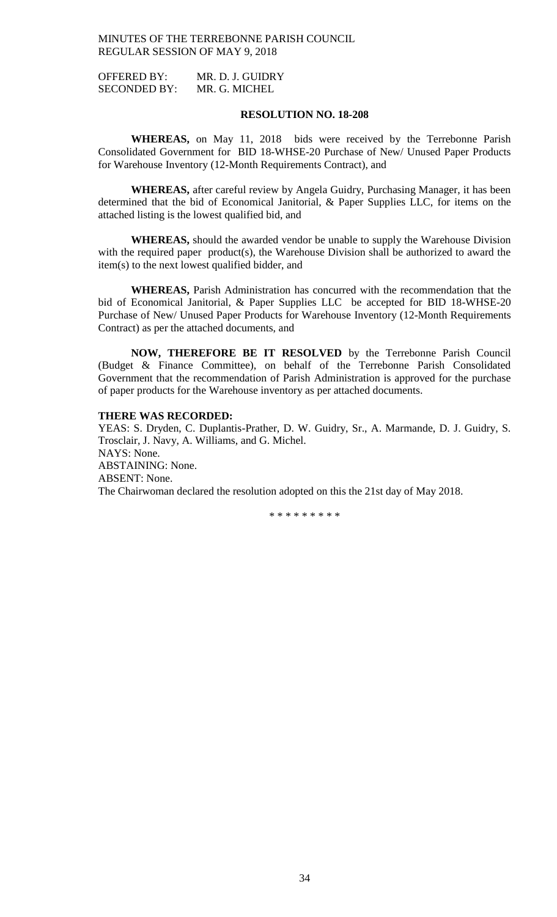OFFERED BY: MR. D. J. GUIDRY
SECONDED BY: MR. G. MICHEL

**RESOLUTION NO. 18-208**

**WHEREAS,** on May 11, 2018 bids were received by the Terrebonne Parish Consolidated Government for BID 18-WHSE-20 Purchase of New/ Unused Paper Products for Warehouse Inventory (12-Month Requirements Contract), and

**WHEREAS,** after careful review by Angela Guidry, Purchasing Manager, it has been determined that the bid of Economical Janitorial, & Paper Supplies LLC, for items on the attached listing is the lowest qualified bid, and

**WHEREAS,** should the awarded vendor be unable to supply the Warehouse Division with the required paper product(s), the Warehouse Division shall be authorized to award the item(s) to the next lowest qualified bidder, and

**WHEREAS,** Parish Administration has concurred with the recommendation that the bid of Economical Janitorial, & Paper Supplies LLC be accepted for BID 18-WHSE-20 Purchase of New/ Unused Paper Products for Warehouse Inventory (12-Month Requirements Contract) as per the attached documents, and

**NOW, THEREFORE BE IT RESOLVED** by the Terrebonne Parish Council (Budget & Finance Committee), on behalf of the Terrebonne Parish Consolidated Government that the recommendation of Parish Administration is approved for the purchase of paper products for the Warehouse inventory as per attached documents.

**THERE WAS RECORDED:**
YEAS: S. Dryden, C. Duplantis-Prather, D. W. Guidry, Sr., A. Marmande, D. J. Guidry, S. Trosclair, J. Navy, A. Williams, and G. Michel.
NAYS: None.
ABSTAINING: None.
ABSENT: None.
The Chairwoman declared the resolution adopted on this the 21st day of May 2018.

\* \* \* \* \* \* \* \* \*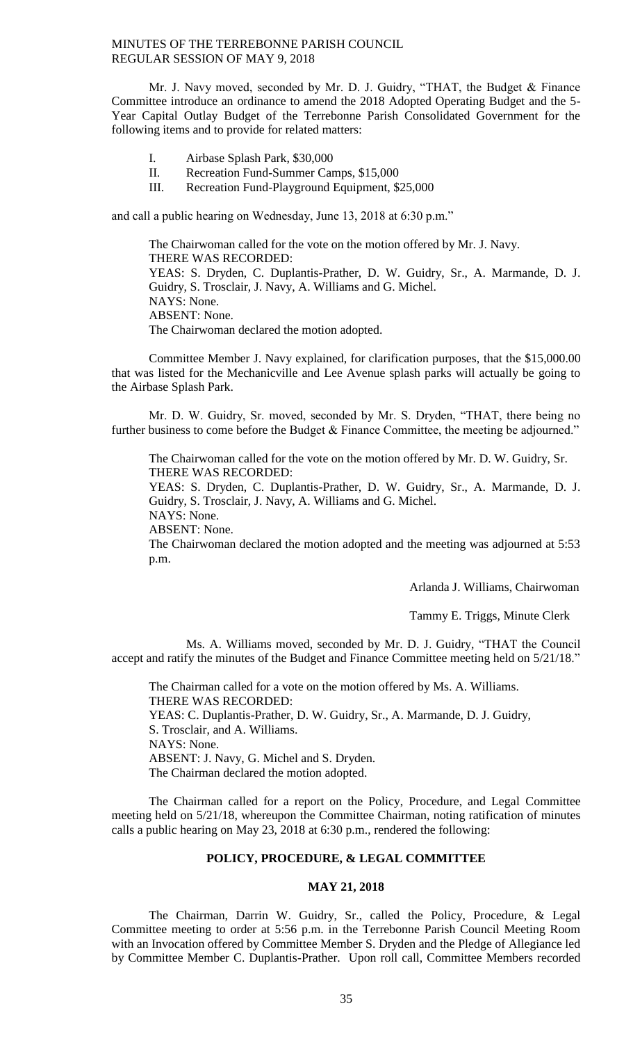Mr. J. Navy moved, seconded by Mr. D. J. Guidry, "THAT, the Budget & Finance Committee introduce an ordinance to amend the 2018 Adopted Operating Budget and the 5-Year Capital Outlay Budget of the Terrebonne Parish Consolidated Government for the following items and to provide for related matters:

I. Airbase Splash Park, $30,000
II. Recreation Fund-Summer Camps, $15,000
III. Recreation Fund-Playground Equipment, $25,000

and call a public hearing on Wednesday, June 13, 2018 at 6:30 p.m."

The Chairwoman called for the vote on the motion offered by Mr. J. Navy.
THERE WAS RECORDED:
YEAS: S. Dryden, C. Duplantis-Prather, D. W. Guidry, Sr., A. Marmande, D. J. Guidry, S. Trosclair, J. Navy, A. Williams and G. Michel.
NAYS: None.
ABSENT: None.
The Chairwoman declared the motion adopted.

Committee Member J. Navy explained, for clarification purposes, that the $15,000.00 that was listed for the Mechanicville and Lee Avenue splash parks will actually be going to the Airbase Splash Park.

Mr. D. W. Guidry, Sr. moved, seconded by Mr. S. Dryden, "THAT, there being no further business to come before the Budget & Finance Committee, the meeting be adjourned."

The Chairwoman called for the vote on the motion offered by Mr. D. W. Guidry, Sr.
THERE WAS RECORDED:
YEAS: S. Dryden, C. Duplantis-Prather, D. W. Guidry, Sr., A. Marmande, D. J. Guidry, S. Trosclair, J. Navy, A. Williams and G. Michel.
NAYS: None.
ABSENT: None.
The Chairwoman declared the motion adopted and the meeting was adjourned at 5:53 p.m.

Arlanda J. Williams, Chairwoman

Tammy E. Triggs, Minute Clerk

Ms. A. Williams moved, seconded by Mr. D. J. Guidry, "THAT the Council accept and ratify the minutes of the Budget and Finance Committee meeting held on 5/21/18."

The Chairman called for a vote on the motion offered by Ms. A. Williams.
THERE WAS RECORDED:
YEAS: C. Duplantis-Prather, D. W. Guidry, Sr., A. Marmande, D. J. Guidry, S. Trosclair, and A. Williams.
NAYS: None.
ABSENT: J. Navy, G. Michel and S. Dryden.
The Chairman declared the motion adopted.

The Chairman called for a report on the Policy, Procedure, and Legal Committee meeting held on 5/21/18, whereupon the Committee Chairman, noting ratification of minutes calls a public hearing on May 23, 2018 at 6:30 p.m., rendered the following:

## POLICY, PROCEDURE, & LEGAL COMMITTEE

### MAY 21, 2018

The Chairman, Darrin W. Guidry, Sr., called the Policy, Procedure, & Legal Committee meeting to order at 5:56 p.m. in the Terrebonne Parish Council Meeting Room with an Invocation offered by Committee Member S. Dryden and the Pledge of Allegiance led by Committee Member C. Duplantis-Prather. Upon roll call, Committee Members recorded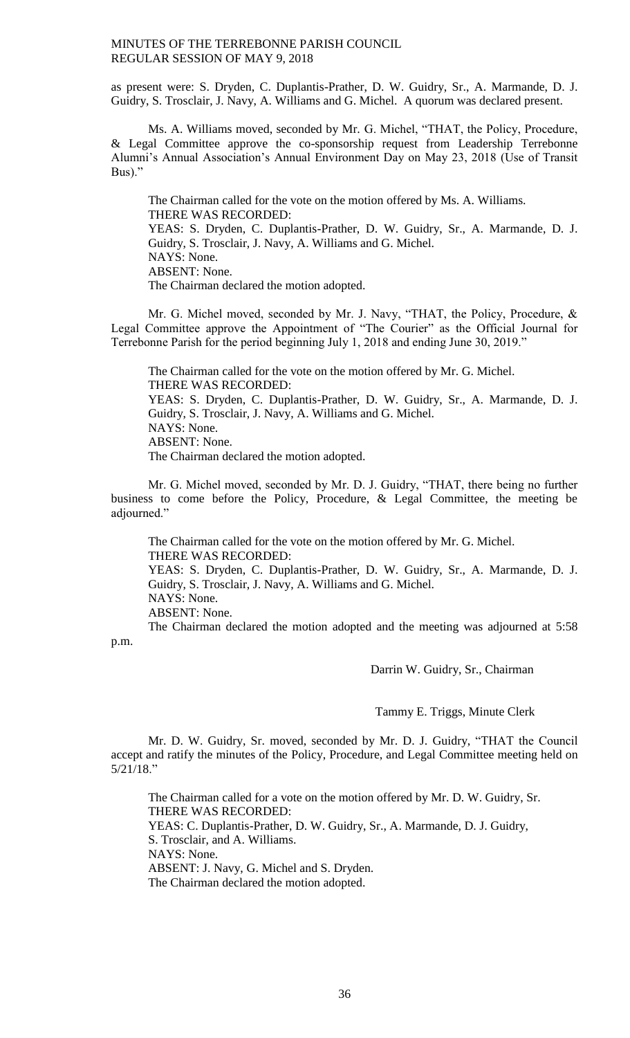as present were: S. Dryden, C. Duplantis-Prather, D. W. Guidry, Sr., A. Marmande, D. J. Guidry, S. Trosclair, J. Navy, A. Williams and G. Michel. A quorum was declared present.

Ms. A. Williams moved, seconded by Mr. G. Michel, "THAT, the Policy, Procedure, & Legal Committee approve the co-sponsorship request from Leadership Terrebonne Alumni's Annual Association's Annual Environment Day on May 23, 2018 (Use of Transit Bus)."

The Chairman called for the vote on the motion offered by Ms. A. Williams.
THERE WAS RECORDED:
YEAS: S. Dryden, C. Duplantis-Prather, D. W. Guidry, Sr., A. Marmande, D. J. Guidry, S. Trosclair, J. Navy, A. Williams and G. Michel.
NAYS: None.
ABSENT: None.
The Chairman declared the motion adopted.

Mr. G. Michel moved, seconded by Mr. J. Navy, "THAT, the Policy, Procedure, & Legal Committee approve the Appointment of "The Courier" as the Official Journal for Terrebonne Parish for the period beginning July 1, 2018 and ending June 30, 2019."

The Chairman called for the vote on the motion offered by Mr. G. Michel.
THERE WAS RECORDED:
YEAS: S. Dryden, C. Duplantis-Prather, D. W. Guidry, Sr., A. Marmande, D. J. Guidry, S. Trosclair, J. Navy, A. Williams and G. Michel.
NAYS: None.
ABSENT: None.
The Chairman declared the motion adopted.

Mr. G. Michel moved, seconded by Mr. D. J. Guidry, "THAT, there being no further business to come before the Policy, Procedure, & Legal Committee, the meeting be adjourned."

The Chairman called for the vote on the motion offered by Mr. G. Michel.
THERE WAS RECORDED:
YEAS: S. Dryden, C. Duplantis-Prather, D. W. Guidry, Sr., A. Marmande, D. J. Guidry, S. Trosclair, J. Navy, A. Williams and G. Michel.
NAYS: None.
ABSENT: None.
The Chairman declared the motion adopted and the meeting was adjourned at 5:58 p.m.

Darrin W. Guidry, Sr., Chairman

Tammy E. Triggs, Minute Clerk

Mr. D. W. Guidry, Sr. moved, seconded by Mr. D. J. Guidry, "THAT the Council accept and ratify the minutes of the Policy, Procedure, and Legal Committee meeting held on 5/21/18."

The Chairman called for a vote on the motion offered by Mr. D. W. Guidry, Sr.
THERE WAS RECORDED:
YEAS: C. Duplantis-Prather, D. W. Guidry, Sr., A. Marmande, D. J. Guidry, S. Trosclair, and A. Williams.
NAYS: None.
ABSENT: J. Navy, G. Michel and S. Dryden.
The Chairman declared the motion adopted.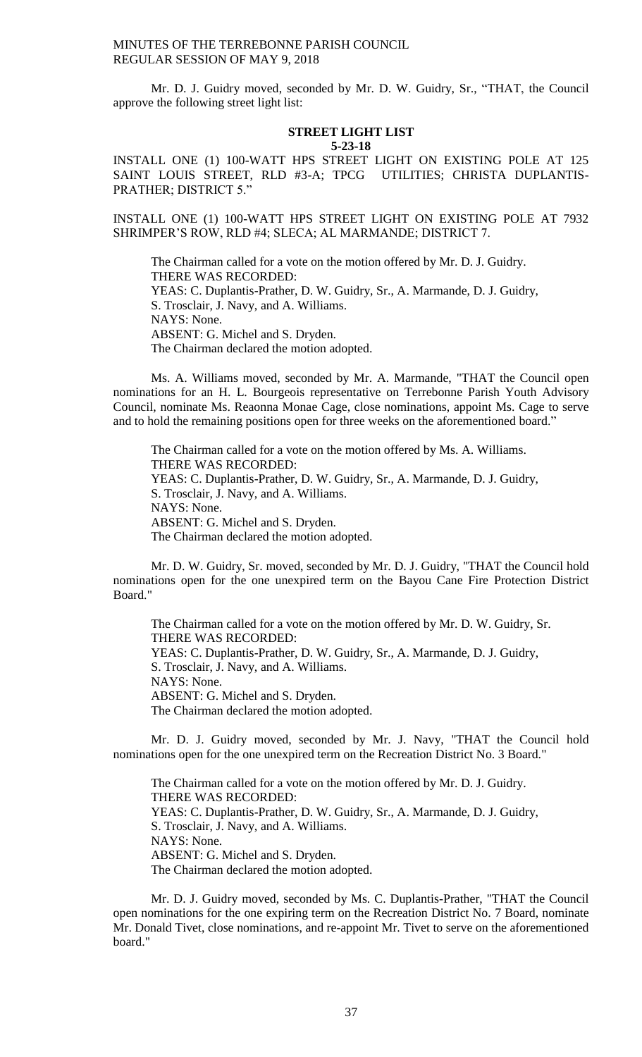Mr. D. J. Guidry moved, seconded by Mr. D. W. Guidry, Sr., "THAT, the Council approve the following street light list:

**STREET LIGHT LIST**
**5-23-18**

INSTALL ONE (1) 100-WATT HPS STREET LIGHT ON EXISTING POLE AT 125 SAINT LOUIS STREET, RLD #3-A; TPCG UTILITIES; CHRISTA DUPLANTIS-PRATHER; DISTRICT 5."

INSTALL ONE (1) 100-WATT HPS STREET LIGHT ON EXISTING POLE AT 7932 SHRIMPER'S ROW, RLD #4; SLECA; AL MARMANDE; DISTRICT 7.

The Chairman called for a vote on the motion offered by Mr. D. J. Guidry.
THERE WAS RECORDED:
YEAS: C. Duplantis-Prather, D. W. Guidry, Sr., A. Marmande, D. J. Guidry, S. Trosclair, J. Navy, and A. Williams.
NAYS: None.
ABSENT: G. Michel and S. Dryden.
The Chairman declared the motion adopted.

Ms. A. Williams moved, seconded by Mr. A. Marmande, "THAT the Council open nominations for an H. L. Bourgeois representative on Terrebonne Parish Youth Advisory Council, nominate Ms. Reaonna Monae Cage, close nominations, appoint Ms. Cage to serve and to hold the remaining positions open for three weeks on the aforementioned board."

The Chairman called for a vote on the motion offered by Ms. A. Williams.
THERE WAS RECORDED:
YEAS: C. Duplantis-Prather, D. W. Guidry, Sr., A. Marmande, D. J. Guidry, S. Trosclair, J. Navy, and A. Williams.
NAYS: None.
ABSENT: G. Michel and S. Dryden.
The Chairman declared the motion adopted.

Mr. D. W. Guidry, Sr. moved, seconded by Mr. D. J. Guidry, "THAT the Council hold nominations open for the one unexpired term on the Bayou Cane Fire Protection District Board."

The Chairman called for a vote on the motion offered by Mr. D. W. Guidry, Sr.
THERE WAS RECORDED:
YEAS: C. Duplantis-Prather, D. W. Guidry, Sr., A. Marmande, D. J. Guidry, S. Trosclair, J. Navy, and A. Williams.
NAYS: None.
ABSENT: G. Michel and S. Dryden.
The Chairman declared the motion adopted.

Mr. D. J. Guidry moved, seconded by Mr. J. Navy, "THAT the Council hold nominations open for the one unexpired term on the Recreation District No. 3 Board."

The Chairman called for a vote on the motion offered by Mr. D. J. Guidry.
THERE WAS RECORDED:
YEAS: C. Duplantis-Prather, D. W. Guidry, Sr., A. Marmande, D. J. Guidry, S. Trosclair, J. Navy, and A. Williams.
NAYS: None.
ABSENT: G. Michel and S. Dryden.
The Chairman declared the motion adopted.

Mr. D. J. Guidry moved, seconded by Ms. C. Duplantis-Prather, "THAT the Council open nominations for the one expiring term on the Recreation District No. 7 Board, nominate Mr. Donald Tivet, close nominations, and re-appoint Mr. Tivet to serve on the aforementioned board."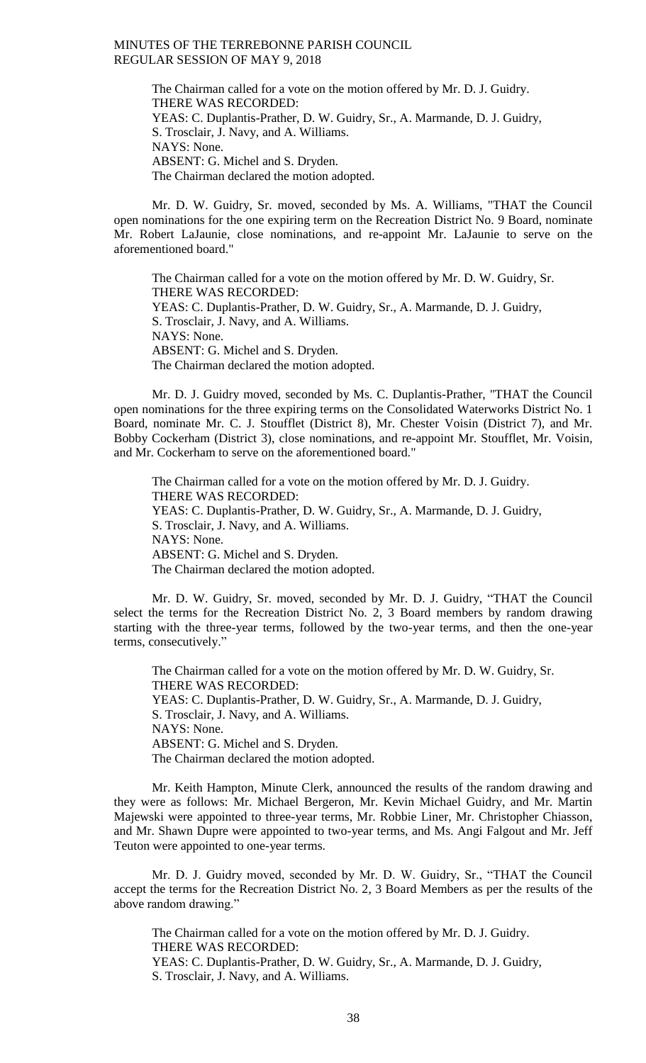The Chairman called for a vote on the motion offered by Mr. D. J. Guidry.
THERE WAS RECORDED:
YEAS: C. Duplantis-Prather, D. W. Guidry, Sr., A. Marmande, D. J. Guidry, S. Trosclair, J. Navy, and A. Williams.
NAYS: None.
ABSENT: G. Michel and S. Dryden.
The Chairman declared the motion adopted.

Mr. D. W. Guidry, Sr. moved, seconded by Ms. A. Williams, "THAT the Council open nominations for the one expiring term on the Recreation District No. 9 Board, nominate Mr. Robert LaJaunie, close nominations, and re-appoint Mr. LaJaunie to serve on the aforementioned board."

The Chairman called for a vote on the motion offered by Mr. D. W. Guidry, Sr.
THERE WAS RECORDED:
YEAS: C. Duplantis-Prather, D. W. Guidry, Sr., A. Marmande, D. J. Guidry, S. Trosclair, J. Navy, and A. Williams.
NAYS: None.
ABSENT: G. Michel and S. Dryden.
The Chairman declared the motion adopted.

Mr. D. J. Guidry moved, seconded by Ms. C. Duplantis-Prather, "THAT the Council open nominations for the three expiring terms on the Consolidated Waterworks District No. 1 Board, nominate Mr. C. J. Stoufflet (District 8), Mr. Chester Voisin (District 7), and Mr. Bobby Cockerham (District 3), close nominations, and re-appoint Mr. Stoufflet, Mr. Voisin, and Mr. Cockerham to serve on the aforementioned board."

The Chairman called for a vote on the motion offered by Mr. D. J. Guidry.
THERE WAS RECORDED:
YEAS: C. Duplantis-Prather, D. W. Guidry, Sr., A. Marmande, D. J. Guidry, S. Trosclair, J. Navy, and A. Williams.
NAYS: None.
ABSENT: G. Michel and S. Dryden.
The Chairman declared the motion adopted.

Mr. D. W. Guidry, Sr. moved, seconded by Mr. D. J. Guidry, "THAT the Council select the terms for the Recreation District No. 2, 3 Board members by random drawing starting with the three-year terms, followed by the two-year terms, and then the one-year terms, consecutively."

The Chairman called for a vote on the motion offered by Mr. D. W. Guidry, Sr.
THERE WAS RECORDED:
YEAS: C. Duplantis-Prather, D. W. Guidry, Sr., A. Marmande, D. J. Guidry, S. Trosclair, J. Navy, and A. Williams.
NAYS: None.
ABSENT: G. Michel and S. Dryden.
The Chairman declared the motion adopted.

Mr. Keith Hampton, Minute Clerk, announced the results of the random drawing and they were as follows: Mr. Michael Bergeron, Mr. Kevin Michael Guidry, and Mr. Martin Majewski were appointed to three-year terms, Mr. Robbie Liner, Mr. Christopher Chiasson, and Mr. Shawn Dupre were appointed to two-year terms, and Ms. Angi Falgout and Mr. Jeff Teuton were appointed to one-year terms.

Mr. D. J. Guidry moved, seconded by Mr. D. W. Guidry, Sr., "THAT the Council accept the terms for the Recreation District No. 2, 3 Board Members as per the results of the above random drawing."

The Chairman called for a vote on the motion offered by Mr. D. J. Guidry.
THERE WAS RECORDED:
YEAS: C. Duplantis-Prather, D. W. Guidry, Sr., A. Marmande, D. J. Guidry, S. Trosclair, J. Navy, and A. Williams.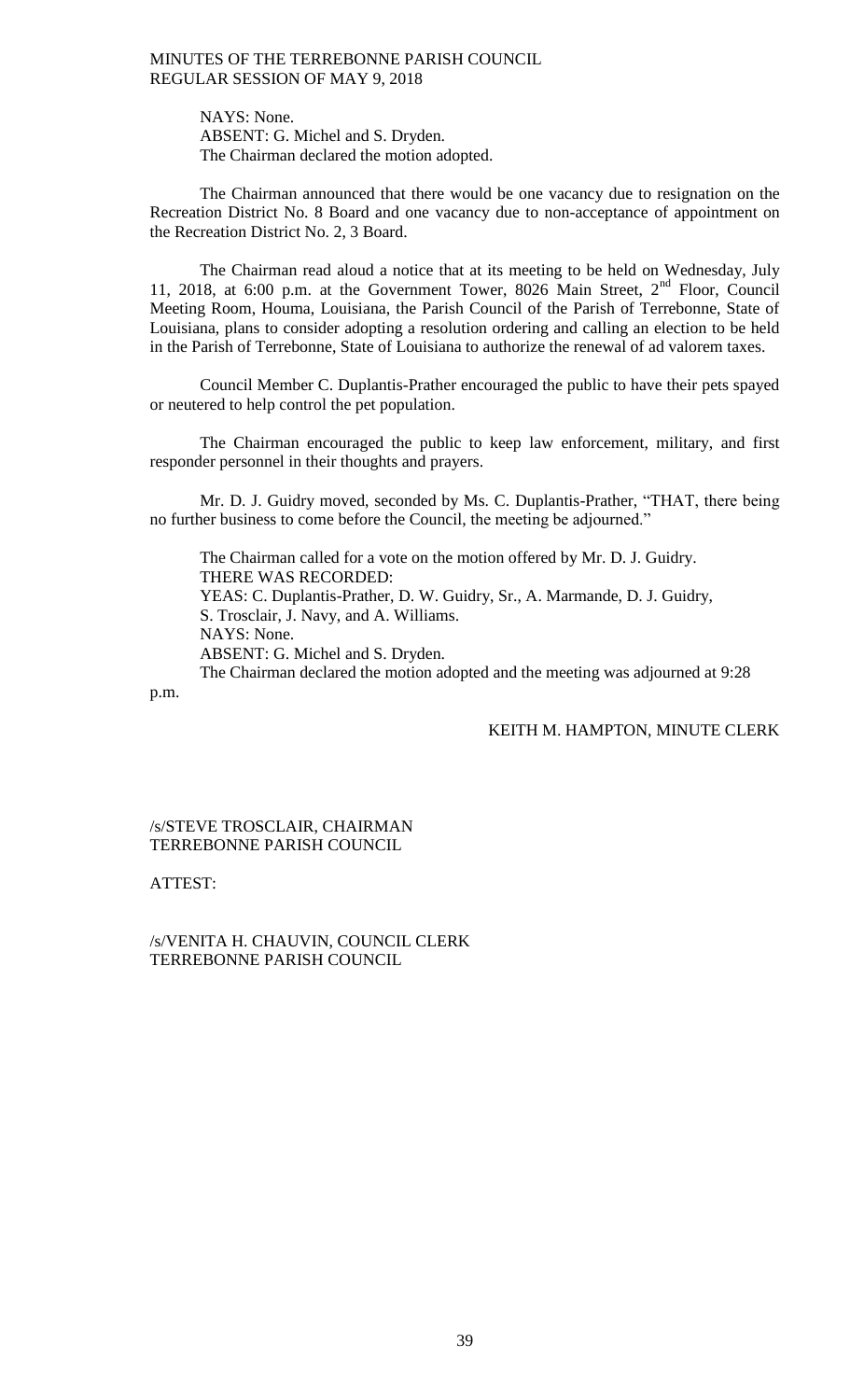NAYS: None.
ABSENT: G. Michel and S. Dryden.
The Chairman declared the motion adopted.

The Chairman announced that there would be one vacancy due to resignation on the Recreation District No. 8 Board and one vacancy due to non-acceptance of appointment on the Recreation District No. 2, 3 Board.

The Chairman read aloud a notice that at its meeting to be held on Wednesday, July 11, 2018, at 6:00 p.m. at the Government Tower, 8026 Main Street, 2nd Floor, Council Meeting Room, Houma, Louisiana, the Parish Council of the Parish of Terrebonne, State of Louisiana, plans to consider adopting a resolution ordering and calling an election to be held in the Parish of Terrebonne, State of Louisiana to authorize the renewal of ad valorem taxes.

Council Member C. Duplantis-Prather encouraged the public to have their pets spayed or neutered to help control the pet population.

The Chairman encouraged the public to keep law enforcement, military, and first responder personnel in their thoughts and prayers.

Mr. D. J. Guidry moved, seconded by Ms. C. Duplantis-Prather, "THAT, there being no further business to come before the Council, the meeting be adjourned."

The Chairman called for a vote on the motion offered by Mr. D. J. Guidry.
THERE WAS RECORDED:
YEAS: C. Duplantis-Prather, D. W. Guidry, Sr., A. Marmande, D. J. Guidry, S. Trosclair, J. Navy, and A. Williams.
NAYS: None.
ABSENT: G. Michel and S. Dryden.
The Chairman declared the motion adopted and the meeting was adjourned at 9:28 p.m.

KEITH M. HAMPTON, MINUTE CLERK

/s/STEVE TROSCLAIR, CHAIRMAN
TERREBONNE PARISH COUNCIL

ATTEST:

/s/VENITA H. CHAUVIN, COUNCIL CLERK
TERREBONNE PARISH COUNCIL